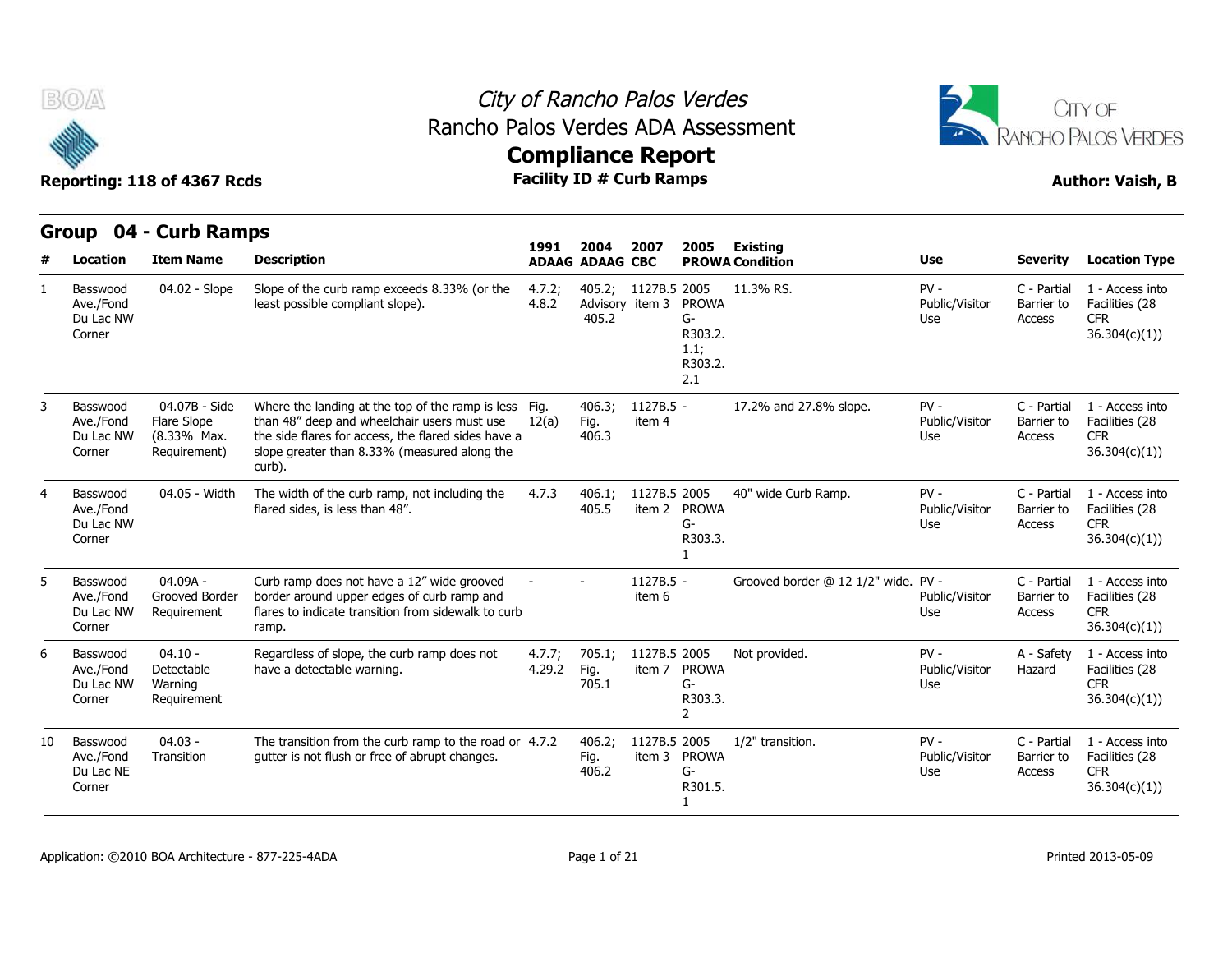# City of Rancho Palos Verdes

## Rancho Palos Verdes ADA Assessment

## Compliance Report

**Facility ID # Curb Ramps**

**Reporting: 118 of 4367 Rcds**

**Author: Vaish, B**

## Group 04 - Curb Ramps

| # | Location | Item Name | Description | 1991 ADAAG | 2004 ADAAG | 2007 CBC | 2005 PROWA | Existing Condition | Use | Severity | Location Type |
|---|---|---|---|---|---|---|---|---|---|---|---|
| 1 | Basswood Ave./Fond Du Lac NW Corner | 04.02 - Slope | Slope of the curb ramp exceeds 8.33% (or the least possible compliant slope). | 4.7.2; 4.8.2 | 405.2; Advisory 405.2 | 1127B.5 item 3 | 2005 PROWA G-R303.2.1.1; R303.2.2.1 | 11.3% RS. | PV - Public/Visitor Use | C - Partial Barrier to Access | 1 - Access into Facilities (28 CFR 36.304(c)(1)) |
| 3 | Basswood Ave./Fond Du Lac NW Corner | 04.07B - Side Flare Slope (8.33% Max. Requirement) | Where the landing at the top of the ramp is less than 48" deep and wheelchair users must use the side flares for access, the flared sides have a slope greater than 8.33% (measured along the curb). | Fig. 12(a) | 406.3; Fig. 406.3 | 1127B.5 - item 4 | - | 17.2% and 27.8% slope. | PV - Public/Visitor Use | C - Partial Barrier to Access | 1 - Access into Facilities (28 CFR 36.304(c)(1)) |
| 4 | Basswood Ave./Fond Du Lac NW Corner | 04.05 - Width | The width of the curb ramp, not including the flared sides, is less than 48". | 4.7.3 | 406.1; 405.5 | 1127B.5 item 2 | 2005 PROWA G-R303.3.1 | 40" wide Curb Ramp. | PV - Public/Visitor Use | C - Partial Barrier to Access | 1 - Access into Facilities (28 CFR 36.304(c)(1)) |
| 5 | Basswood Ave./Fond Du Lac NW Corner | 04.09A - Grooved Border Requirement | Curb ramp does not have a 12" wide grooved border around upper edges of curb ramp and flares to indicate transition from sidewalk to curb ramp. | - | - | 1127B.5 - item 6 | - | Grooved border @ 12 1/2" wide. | PV - Public/Visitor Use | C - Partial Barrier to Access | 1 - Access into Facilities (28 CFR 36.304(c)(1)) |
| 6 | Basswood Ave./Fond Du Lac NW Corner | 04.10 - Detectable Warning Requirement | Regardless of slope, the curb ramp does not have a detectable warning. | 4.7.7; 4.29.2 | 705.1; Fig. 705.1 | 1127B.5 item 7 | 2005 PROWA G-R303.3.2 | Not provided. | PV - Public/Visitor Use | A - Safety Hazard | 1 - Access into Facilities (28 CFR 36.304(c)(1)) |
| 10 | Basswood Ave./Fond Du Lac NE Corner | 04.03 - Transition | The transition from the curb ramp to the road or gutter is not flush or free of abrupt changes. | 4.7.2 | 406.2; Fig. 406.2 | 1127B.5 item 3 | 2005 PROWA G-R301.5.1 | 1/2" transition. | PV - Public/Visitor Use | C - Partial Barrier to Access | 1 - Access into Facilities (28 CFR 36.304(c)(1)) |

Application: ©2010 BOA Architecture - 877-225-4ADA

Printed 2013-05-09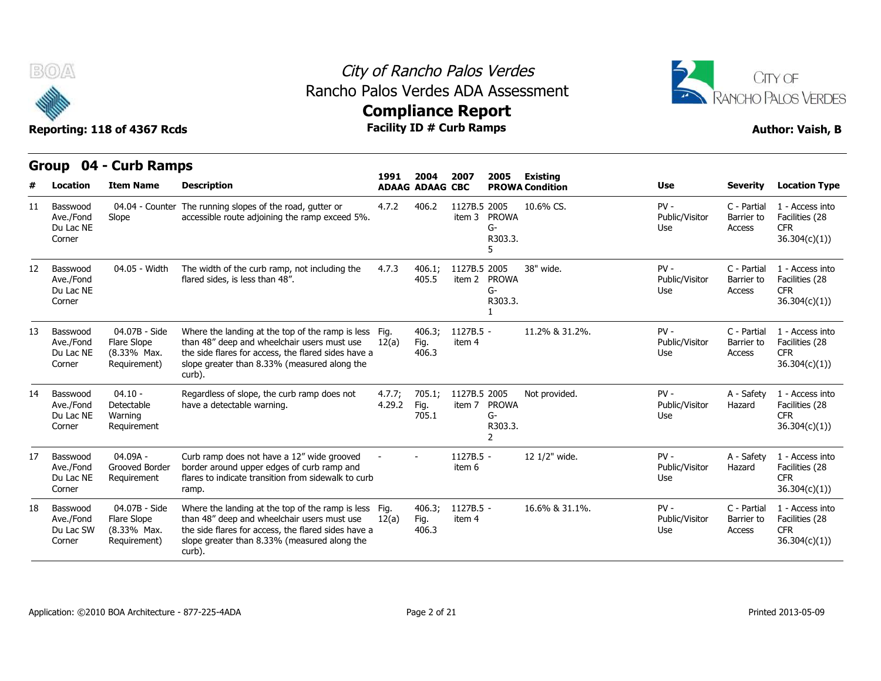# City of Rancho Palos Verdes
## Rancho Palos Verdes ADA Assessment
## Compliance Report
### Facility ID # Curb Ramps

Reporting: 118 of 4367 Rcds

Author: Vaish, B

## Group 04 - Curb Ramps

| # | Location | Item Name | Description | 1991 ADAAG | 2004 ADAAG | 2007 CBC | 2005 PROWA | Existing Condition | Use | Severity | Location Type |
|---|---|---|---|---|---|---|---|---|---|---|---|
| 11 | Basswood Ave./Fond Du Lac NE Corner | 04.04 - Counter Slope | The running slopes of the road, gutter or accessible route adjoining the ramp exceed 5%. | 4.7.2 | 406.2 | 1127B.5 item 3 | 2005 PROWA G-R303.3.5 | 10.6% CS. | PV - Public/Visitor Use | C - Partial Barrier to Access | 1 - Access into Facilities (28 CFR 36.304(c)(1)) |
| 12 | Basswood Ave./Fond Du Lac NE Corner | 04.05 - Width | The width of the curb ramp, not including the flared sides, is less than 48". | 4.7.3 | 406.1; 405.5 | 1127B.5 item 2 | 2005 PROWA G-R303.3.1 | 38" wide. | PV - Public/Visitor Use | C - Partial Barrier to Access | 1 - Access into Facilities (28 CFR 36.304(c)(1)) |
| 13 | Basswood Ave./Fond Du Lac NE Corner | 04.07B - Side Flare Slope (8.33% Max. Requirement) | Where the landing at the top of the ramp is less than 48" deep and wheelchair users must use the side flares for access, the flared sides have a slope greater than 8.33% (measured along the curb). | Fig. 12(a) | 406.3; Fig. 406.3 | 1127B.5 item 4 | - | 11.2% & 31.2%. | PV - Public/Visitor Use | C - Partial Barrier to Access | 1 - Access into Facilities (28 CFR 36.304(c)(1)) |
| 14 | Basswood Ave./Fond Du Lac NE Corner | 04.10 - Detectable Warning Requirement | Regardless of slope, the curb ramp does not have a detectable warning. | 4.7.7; 4.29.2 | 705.1; Fig. 705.1 | 1127B.5 item 7 | 2005 PROWA G-R303.3.2 | Not provided. | PV - Public/Visitor Use | A - Safety Hazard | 1 - Access into Facilities (28 CFR 36.304(c)(1)) |
| 17 | Basswood Ave./Fond Du Lac NE Corner | 04.09A - Grooved Border Requirement | Curb ramp does not have a 12" wide grooved border around upper edges of curb ramp and flares to indicate transition from sidewalk to curb ramp. | - | - | 1127B.5 item 6 | - | 12 1/2" wide. | PV - Public/Visitor Use | A - Safety Hazard | 1 - Access into Facilities (28 CFR 36.304(c)(1)) |
| 18 | Basswood Ave./Fond Du Lac SW Corner | 04.07B - Side Flare Slope (8.33% Max. Requirement) | Where the landing at the top of the ramp is less than 48" deep and wheelchair users must use the side flares for access, the flared sides have a slope greater than 8.33% (measured along the curb). | Fig. 12(a) | 406.3; Fig. 406.3 | 1127B.5 item 4 | - | 16.6% & 31.1%. | PV - Public/Visitor Use | C - Partial Barrier to Access | 1 - Access into Facilities (28 CFR 36.304(c)(1)) |

Application: ©2010 BOA Architecture - 877-225-4ADA

Printed 2013-05-09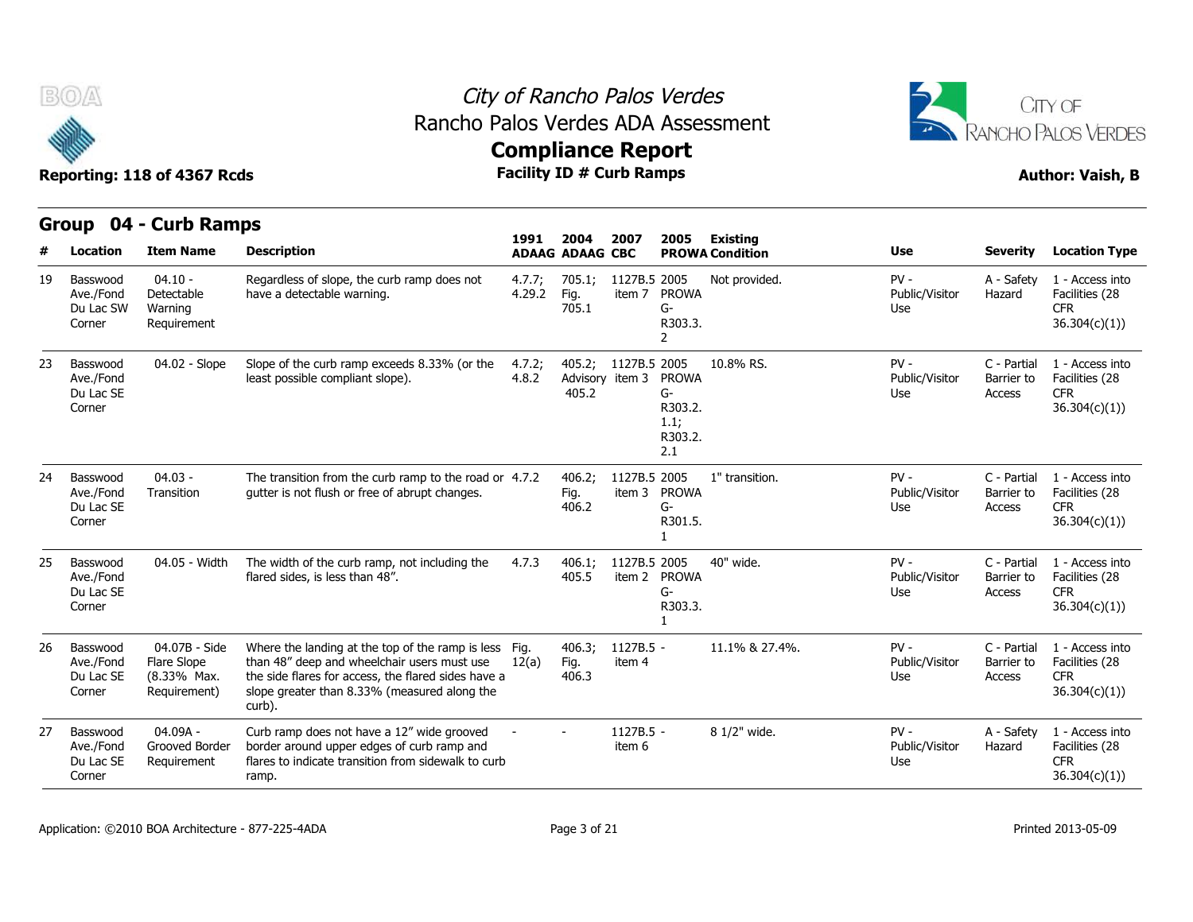# City of Rancho Palos Verdes

## Rancho Palos Verdes ADA Assessment

## Compliance Report

**Facility ID # Curb Ramps**

**Reporting: 118 of 4367 Rcds**

**Author: Vaish, B**

## Group 04 - Curb Ramps

| # | Location | Item Name | Description | 1991 ADAAG | 2004 ADAAG | 2007 CBC | 2005 PROWA | Existing Condition | Use | Severity | Location Type |
|---|---|---|---|---|---|---|---|---|---|---|---|
| 19 | Basswood Ave./Fond Du Lac SW Corner | 04.10 - Detectable Warning Requirement | Regardless of slope, the curb ramp does not have a detectable warning. | 4.7.7; 4.29.2 | 705.1; Fig. 705.1 | 1127B.5 item 7 | 2005 PROWA G-R303.3.2 | Not provided. | PV - Public/Visitor Use | A - Safety Hazard | 1 - Access into Facilities (28 CFR 36.304(c)(1)) |
| 23 | Basswood Ave./Fond Du Lac SE Corner | 04.02 - Slope | Slope of the curb ramp exceeds 8.33% (or the least possible compliant slope). | 4.7.2; 4.8.2 | 405.2; Advisory 405.2 | 1127B.5 item 3 | 2005 PROWA G-R303.2.1.1; R303.2.2.1 | 10.8% RS. | PV - Public/Visitor Use | C - Partial Barrier to Access | 1 - Access into Facilities (28 CFR 36.304(c)(1)) |
| 24 | Basswood Ave./Fond Du Lac SE Corner | 04.03 - Transition | The transition from the curb ramp to the road or gutter is not flush or free of abrupt changes. | 4.7.2 | 406.2; Fig. 406.2 | 1127B.5 item 3 | 2005 PROWA G-R301.5.1 | 1" transition. | PV - Public/Visitor Use | C - Partial Barrier to Access | 1 - Access into Facilities (28 CFR 36.304(c)(1)) |
| 25 | Basswood Ave./Fond Du Lac SE Corner | 04.05 - Width | The width of the curb ramp, not including the flared sides, is less than 48". | 4.7.3 | 406.1; 405.5 | 1127B.5 item 2 | 2005 PROWA G-R303.3.1 | 40" wide. | PV - Public/Visitor Use | C - Partial Barrier to Access | 1 - Access into Facilities (28 CFR 36.304(c)(1)) |
| 26 | Basswood Ave./Fond Du Lac SE Corner | 04.07B - Side Flare Slope (8.33% Max. Requirement) | Where the landing at the top of the ramp is less than 48" deep and wheelchair users must use the side flares for access, the flared sides have a slope greater than 8.33% (measured along the curb). | Fig. 12(a) | 406.3; Fig. 406.3 | 1127B.5 - item 4 | - | 11.1% & 27.4%. | PV - Public/Visitor Use | C - Partial Barrier to Access | 1 - Access into Facilities (28 CFR 36.304(c)(1)) |
| 27 | Basswood Ave./Fond Du Lac SE Corner | 04.09A - Grooved Border Requirement | Curb ramp does not have a 12" wide grooved border around upper edges of curb ramp and flares to indicate transition from sidewalk to curb ramp. | - | - | 1127B.5 - item 6 | - | 8 1/2" wide. | PV - Public/Visitor Use | A - Safety Hazard | 1 - Access into Facilities (28 CFR 36.304(c)(1)) |

Application: ©2010 BOA Architecture - 877-225-4ADA

Printed 2013-05-09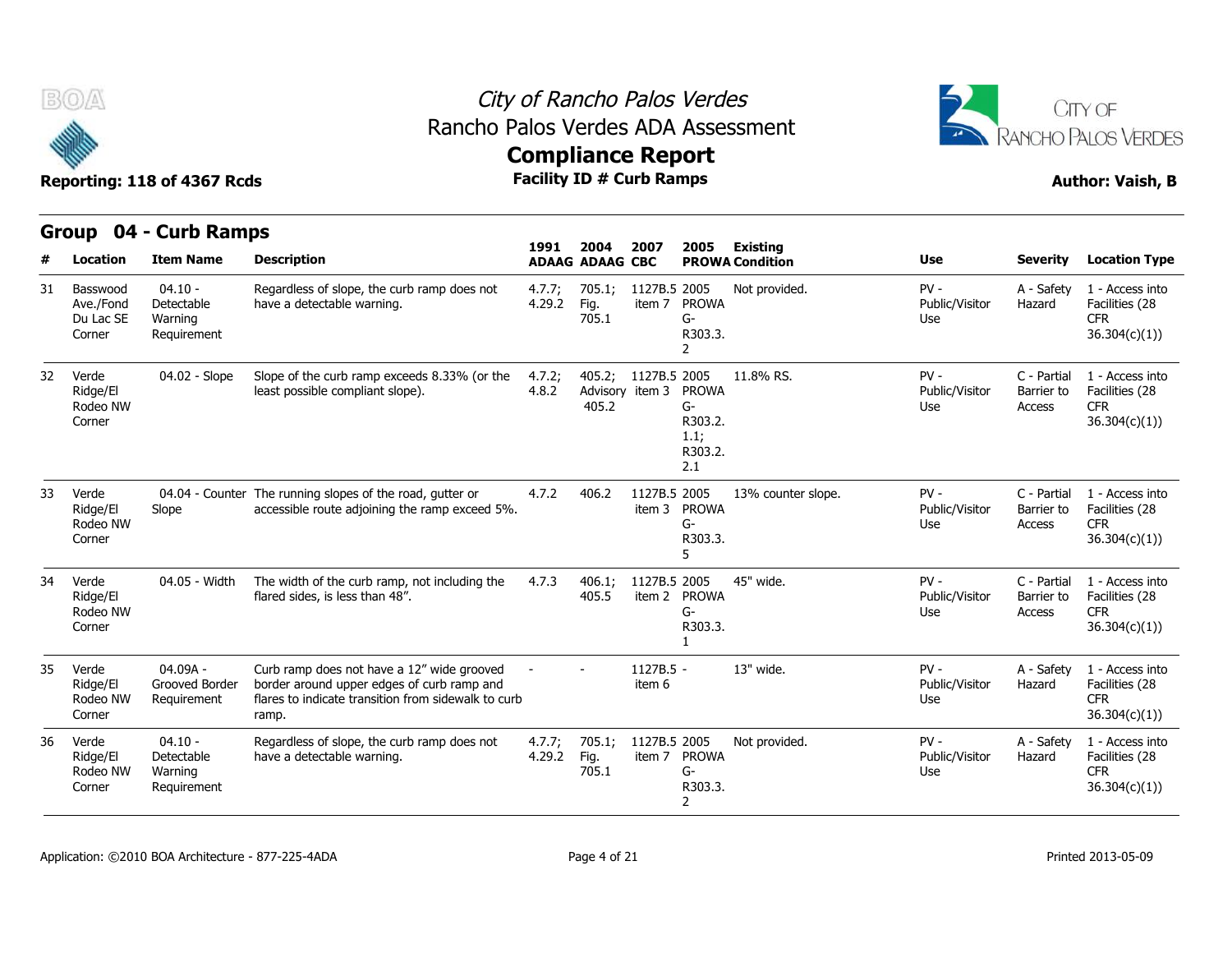# City of Rancho Palos Verdes
## Rancho Palos Verdes ADA Assessment
## Compliance Report
### Facility ID # Curb Ramps

**Reporting: 118 of 4367 Rcds** **Author: Vaish, B**

## Group 04 - Curb Ramps

| # | Location | Item Name | Description | 1991 ADAAG | 2004 ADAAG | 2007 CBC | 2005 PROWA | Existing Condition | Use | Severity | Location Type |
|---|---|---|---|---|---|---|---|---|---|---|---|
| 31 | Basswood Ave./Fond Du Lac SE Corner | 04.10 - Detectable Warning Requirement | Regardless of slope, the curb ramp does not have a detectable warning. | 4.7.7; 4.29.2 | 705.1; Fig. 705.1 | 1127B.5 item 7 | 2005 PROWA G-R303.3.2 | Not provided. | PV - Public/Visitor Use | A - Safety Hazard | 1 - Access into Facilities (28 CFR 36.304(c)(1)) |
| 32 | Verde Ridge/El Rodeo NW Corner | 04.02 - Slope | Slope of the curb ramp exceeds 8.33% (or the least possible compliant slope). | 4.7.2; 4.8.2 | 405.2; Advisory 405.2 | 1127B.5 item 3 | 2005 PROWA G-R303.2.1.1; R303.2.2.1 | 11.8% RS. | PV - Public/Visitor Use | C - Partial Barrier to Access | 1 - Access into Facilities (28 CFR 36.304(c)(1)) |
| 33 | Verde Ridge/El Rodeo NW Corner | 04.04 - Counter Slope | The running slopes of the road, gutter or accessible route adjoining the ramp exceed 5%. | 4.7.2 | 406.2 | 1127B.5 item 3 | 2005 PROWA G-R303.3.5 | 13% counter slope. | PV - Public/Visitor Use | C - Partial Barrier to Access | 1 - Access into Facilities (28 CFR 36.304(c)(1)) |
| 34 | Verde Ridge/El Rodeo NW Corner | 04.05 - Width | The width of the curb ramp, not including the flared sides, is less than 48". | 4.7.3 | 406.1; 405.5 | 1127B.5 item 2 | 2005 PROWA G-R303.3.1 | 45" wide. | PV - Public/Visitor Use | C - Partial Barrier to Access | 1 - Access into Facilities (28 CFR 36.304(c)(1)) |
| 35 | Verde Ridge/El Rodeo NW Corner | 04.09A - Grooved Border Requirement | Curb ramp does not have a 12" wide grooved border around upper edges of curb ramp and flares to indicate transition from sidewalk to curb ramp. | - | - | 1127B.5 item 6 | - | 13" wide. | PV - Public/Visitor Use | A - Safety Hazard | 1 - Access into Facilities (28 CFR 36.304(c)(1)) |
| 36 | Verde Ridge/El Rodeo NW Corner | 04.10 - Detectable Warning Requirement | Regardless of slope, the curb ramp does not have a detectable warning. | 4.7.7; 4.29.2 | 705.1; Fig. 705.1 | 1127B.5 item 7 | 2005 PROWA G-R303.3.2 | Not provided. | PV - Public/Visitor Use | A - Safety Hazard | 1 - Access into Facilities (28 CFR 36.304(c)(1)) |

Application: ©2010 BOA Architecture - 877-225-4ADA Printed 2013-05-09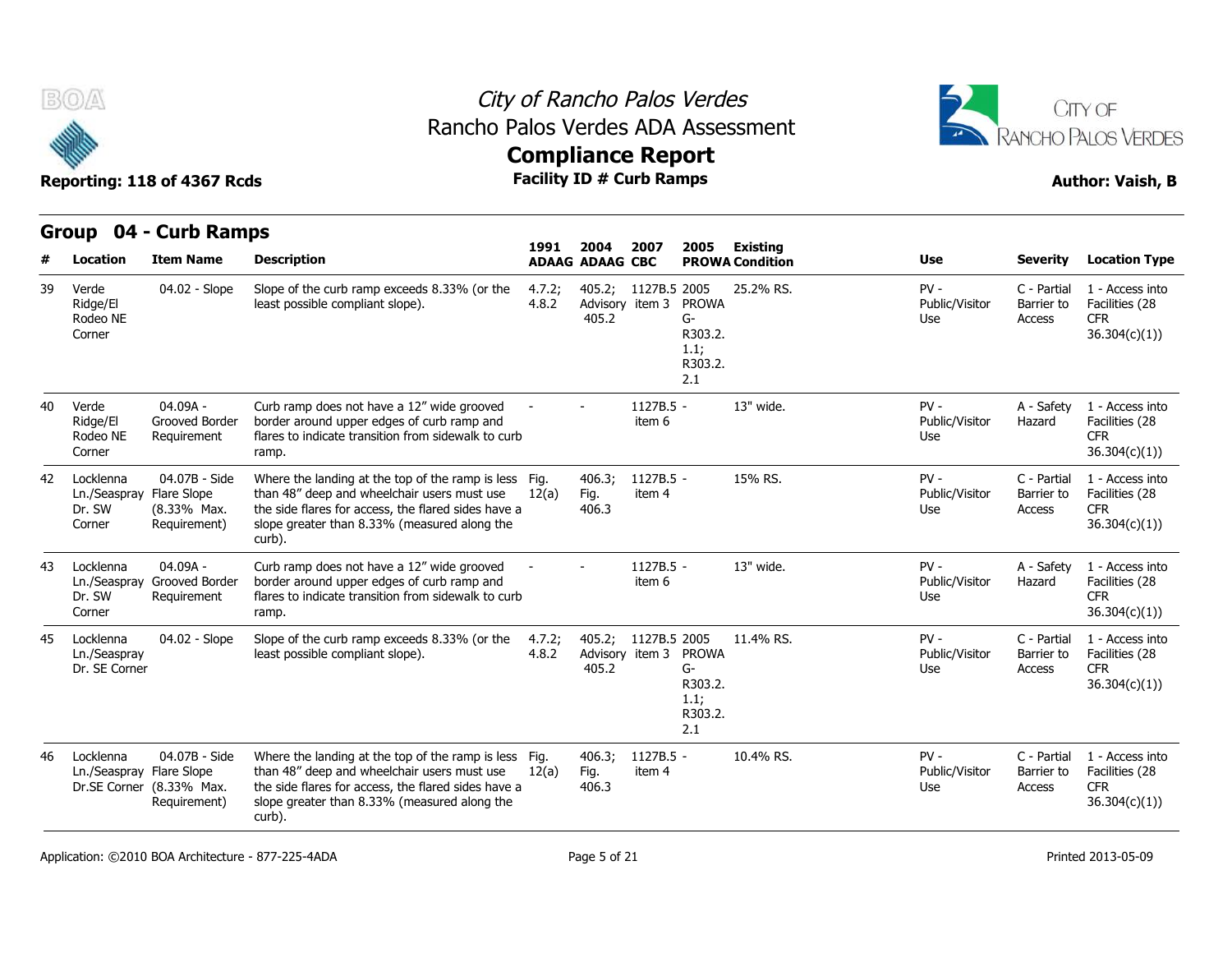# City of Rancho Palos Verdes

## Rancho Palos Verdes ADA Assessment

## Compliance Report

**Facility ID # Curb Ramps**

**Reporting: 118 of 4367 Rcds**

**Author: Vaish, B**

## Group 04 - Curb Ramps

| # | Location | Item Name | Description | 1991 ADAAG | 2004 ADAAG | 2007 CBC | 2005 PROWA | Existing Condition | Use | Severity | Location Type |
|---|---|---|---|---|---|---|---|---|---|---|---|
| 39 | Verde Ridge/El Rodeo NE Corner | 04.02 - Slope | Slope of the curb ramp exceeds 8.33% (or the least possible compliant slope). | 4.7.2; 4.8.2 | 405.2; Advisory 405.2 | 1127B.5 item 3 | 2005 PROWA G-R303.2.1.1; R303.2.2.1 | 25.2% RS. | PV - Public/Visitor Use | C - Partial Barrier to Access | 1 - Access into Facilities (28 CFR 36.304(c)(1)) |
| 40 | Verde Ridge/El Rodeo NE Corner | 04.09A - Grooved Border Requirement | Curb ramp does not have a 12" wide grooved border around upper edges of curb ramp and flares to indicate transition from sidewalk to curb ramp. | - | - | 1127B.5 - item 6 | | 13" wide. | PV - Public/Visitor Use | A - Safety Hazard | 1 - Access into Facilities (28 CFR 36.304(c)(1)) |
| 42 | Locklenna Ln./Seaspray Dr. SW Corner | 04.07B - Side Flare Slope (8.33% Max. Requirement) | Where the landing at the top of the ramp is less than 48" deep and wheelchair users must use the side flares for access, the flared sides have a slope greater than 8.33% (measured along the curb). | Fig. 12(a) | 406.3; Fig. 406.3 | 1127B.5 - item 4 | | 15% RS. | PV - Public/Visitor Use | C - Partial Barrier to Access | 1 - Access into Facilities (28 CFR 36.304(c)(1)) |
| 43 | Locklenna Ln./Seaspray Dr. SW Corner | 04.09A - Grooved Border Requirement | Curb ramp does not have a 12" wide grooved border around upper edges of curb ramp and flares to indicate transition from sidewalk to curb ramp. | - | - | 1127B.5 - item 6 | | 13" wide. | PV - Public/Visitor Use | A - Safety Hazard | 1 - Access into Facilities (28 CFR 36.304(c)(1)) |
| 45 | Locklenna Ln./Seaspray Dr. SE Corner | 04.02 - Slope | Slope of the curb ramp exceeds 8.33% (or the least possible compliant slope). | 4.7.2; 4.8.2 | 405.2; Advisory 405.2 | 1127B.5 item 3 | 2005 PROWA G-R303.2.1.1; R303.2.2.1 | 11.4% RS. | PV - Public/Visitor Use | C - Partial Barrier to Access | 1 - Access into Facilities (28 CFR 36.304(c)(1)) |
| 46 | Locklenna Ln./Seaspray Dr.SE Corner | 04.07B - Side Flare Slope (8.33% Max. Requirement) | Where the landing at the top of the ramp is less than 48" deep and wheelchair users must use the side flares for access, the flared sides have a slope greater than 8.33% (measured along the curb). | Fig. 12(a) | 406.3; Fig. 406.3 | 1127B.5 - item 4 | | 10.4% RS. | PV - Public/Visitor Use | C - Partial Barrier to Access | 1 - Access into Facilities (28 CFR 36.304(c)(1)) |

Application: ©2010 BOA Architecture - 877-225-4ADA

Printed 2013-05-09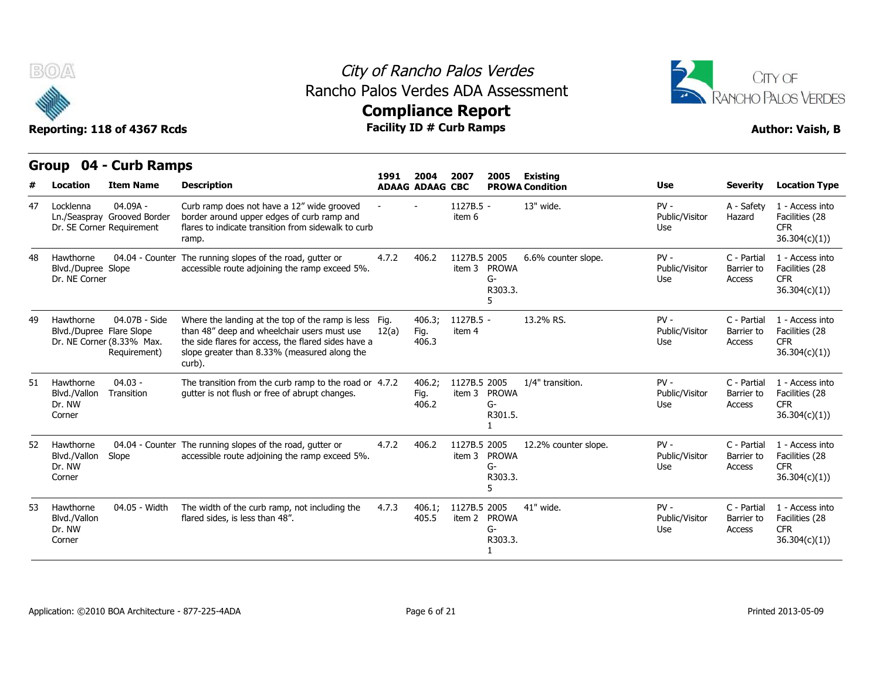# City of Rancho Palos Verdes
## Rancho Palos Verdes ADA Assessment
## Compliance Report
### Facility ID # Curb Ramps

Reporting: 118 of 4367 Rcds

Author: Vaish, B

## Group 04 - Curb Ramps

| # | Location | Item Name | Description | 1991 ADAAG | 2004 ADAAG | 2007 CBC | 2005 PROWA | Existing Condition | Use | Severity | Location Type |
|---|---|---|---|---|---|---|---|---|---|---|---|
| 47 | Locklenna Ln./Seaspray Dr. SE Corner | 04.09A - Grooved Border Requirement | Curb ramp does not have a 12" wide grooved border around upper edges of curb ramp and flares to indicate transition from sidewalk to curb ramp. | - | - | 1127B.5 - item 6 | - | 13" wide. | PV - Public/Visitor Use | A - Safety Hazard | 1 - Access into Facilities (28 CFR 36.304(c)(1)) |
| 48 | Hawthorne Blvd./Dupree Dr. NE Corner | 04.04 - Counter Slope | The running slopes of the road, gutter or accessible route adjoining the ramp exceed 5%. | 4.7.2 | 406.2 | 1127B.5 item 3 | 2005 PROWA G-R303.3.5 | 6.6% counter slope. | PV - Public/Visitor Use | C - Partial Barrier to Access | 1 - Access into Facilities (28 CFR 36.304(c)(1)) |
| 49 | Hawthorne Blvd./Dupree Dr. NE Corner | 04.07B - Side Flare Slope (8.33% Max. Requirement) | Where the landing at the top of the ramp is less than 48" deep and wheelchair users must use the side flares for access, the flared sides have a slope greater than 8.33% (measured along the curb). | Fig. 12(a) | 406.3; Fig. 406.3 | 1127B.5 - item 4 | - | 13.2% RS. | PV - Public/Visitor Use | C - Partial Barrier to Access | 1 - Access into Facilities (28 CFR 36.304(c)(1)) |
| 51 | Hawthorne Blvd./Vallon Dr. NW Corner | 04.03 - Transition | The transition from the curb ramp to the road or gutter is not flush or free of abrupt changes. | 4.7.2 | 406.2; Fig. 406.2 | 1127B.5 item 3 | 2005 PROWA G-R301.5.1 | 1/4" transition. | PV - Public/Visitor Use | C - Partial Barrier to Access | 1 - Access into Facilities (28 CFR 36.304(c)(1)) |
| 52 | Hawthorne Blvd./Vallon Dr. NW Corner | 04.04 - Counter Slope | The running slopes of the road, gutter or accessible route adjoining the ramp exceed 5%. | 4.7.2 | 406.2 | 1127B.5 item 3 | 2005 PROWA G-R303.3.5 | 12.2% counter slope. | PV - Public/Visitor Use | C - Partial Barrier to Access | 1 - Access into Facilities (28 CFR 36.304(c)(1)) |
| 53 | Hawthorne Blvd./Vallon Dr. NW Corner | 04.05 - Width | The width of the curb ramp, not including the flared sides, is less than 48". | 4.7.3 | 406.1; 405.5 | 1127B.5 item 2 | 2005 PROWA G-R303.3.1 | 41" wide. | PV - Public/Visitor Use | C - Partial Barrier to Access | 1 - Access into Facilities (28 CFR 36.304(c)(1)) |

Application: ©2010 BOA Architecture - 877-225-4ADA

Printed 2013-05-09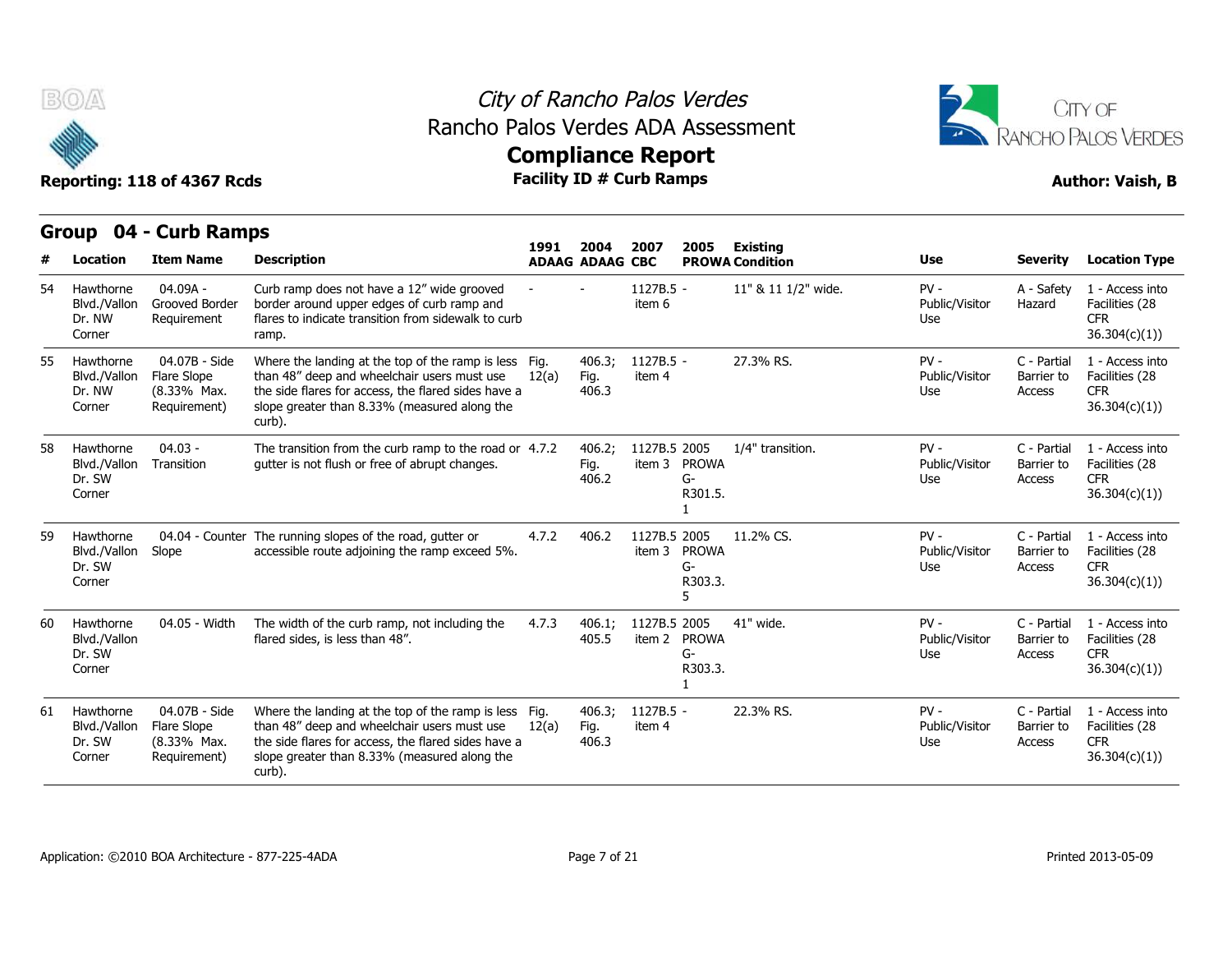# City of Rancho Palos Verdes
## Rancho Palos Verdes ADA Assessment
## Compliance Report
### Facility ID # Curb Ramps

Reporting: 118 of 4367 Rcds

Author: Vaish, B

## Group 04 - Curb Ramps

| # | Location | Item Name | Description | 1991 ADAAG | 2004 ADAAG | 2007 CBC | 2005 PROWA | Existing Condition | Use | Severity | Location Type |
|---|---|---|---|---|---|---|---|---|---|---|---|
| 54 | Hawthorne Blvd./Vallon Dr. NW Corner | 04.09A - Grooved Border Requirement | Curb ramp does not have a 12" wide grooved border around upper edges of curb ramp and flares to indicate transition from sidewalk to curb ramp. | - | - | 1127B.5 - item 6 | | 11" & 11 1/2" wide. | PV - Public/Visitor Use | A - Safety Hazard | 1 - Access into Facilities (28 CFR 36.304(c)(1)) |
| 55 | Hawthorne Blvd./Vallon Dr. NW Corner | 04.07B - Side Flare Slope (8.33% Max. Requirement) | Where the landing at the top of the ramp is less than 48" deep and wheelchair users must use the side flares for access, the flared sides have a slope greater than 8.33% (measured along the curb). | Fig. 12(a) | 406.3; Fig. 406.3 | 1127B.5 - item 4 | | 27.3% RS. | PV - Public/Visitor Use | C - Partial Barrier to Access | 1 - Access into Facilities (28 CFR 36.304(c)(1)) |
| 58 | Hawthorne Blvd./Vallon Dr. SW Corner | 04.03 - Transition | The transition from the curb ramp to the road or gutter is not flush or free of abrupt changes. | 4.7.2 | 406.2; Fig. 406.2 | 1127B.5 item 3 | 2005 PROWA G-R301.5.1 | 1/4" transition. | PV - Public/Visitor Use | C - Partial Barrier to Access | 1 - Access into Facilities (28 CFR 36.304(c)(1)) |
| 59 | Hawthorne Blvd./Vallon Dr. SW Corner | 04.04 - Counter Slope | The running slopes of the road, gutter or accessible route adjoining the ramp exceed 5%. | 4.7.2 | 406.2 | 1127B.5 item 3 | 2005 PROWA G-R303.3.5 | 11.2% CS. | PV - Public/Visitor Use | C - Partial Barrier to Access | 1 - Access into Facilities (28 CFR 36.304(c)(1)) |
| 60 | Hawthorne Blvd./Vallon Dr. SW Corner | 04.05 - Width | The width of the curb ramp, not including the flared sides, is less than 48". | 4.7.3 | 406.1; 405.5 | 1127B.5 item 2 | 2005 PROWA G-R303.3.1 | 41" wide. | PV - Public/Visitor Use | C - Partial Barrier to Access | 1 - Access into Facilities (28 CFR 36.304(c)(1)) |
| 61 | Hawthorne Blvd./Vallon Dr. SW Corner | 04.07B - Side Flare Slope (8.33% Max. Requirement) | Where the landing at the top of the ramp is less than 48" deep and wheelchair users must use the side flares for access, the flared sides have a slope greater than 8.33% (measured along the curb). | Fig. 12(a) | 406.3; Fig. 406.3 | 1127B.5 - item 4 | | 22.3% RS. | PV - Public/Visitor Use | C - Partial Barrier to Access | 1 - Access into Facilities (28 CFR 36.304(c)(1)) |

Application: ©2010 BOA Architecture - 877-225-4ADA

Printed 2013-05-09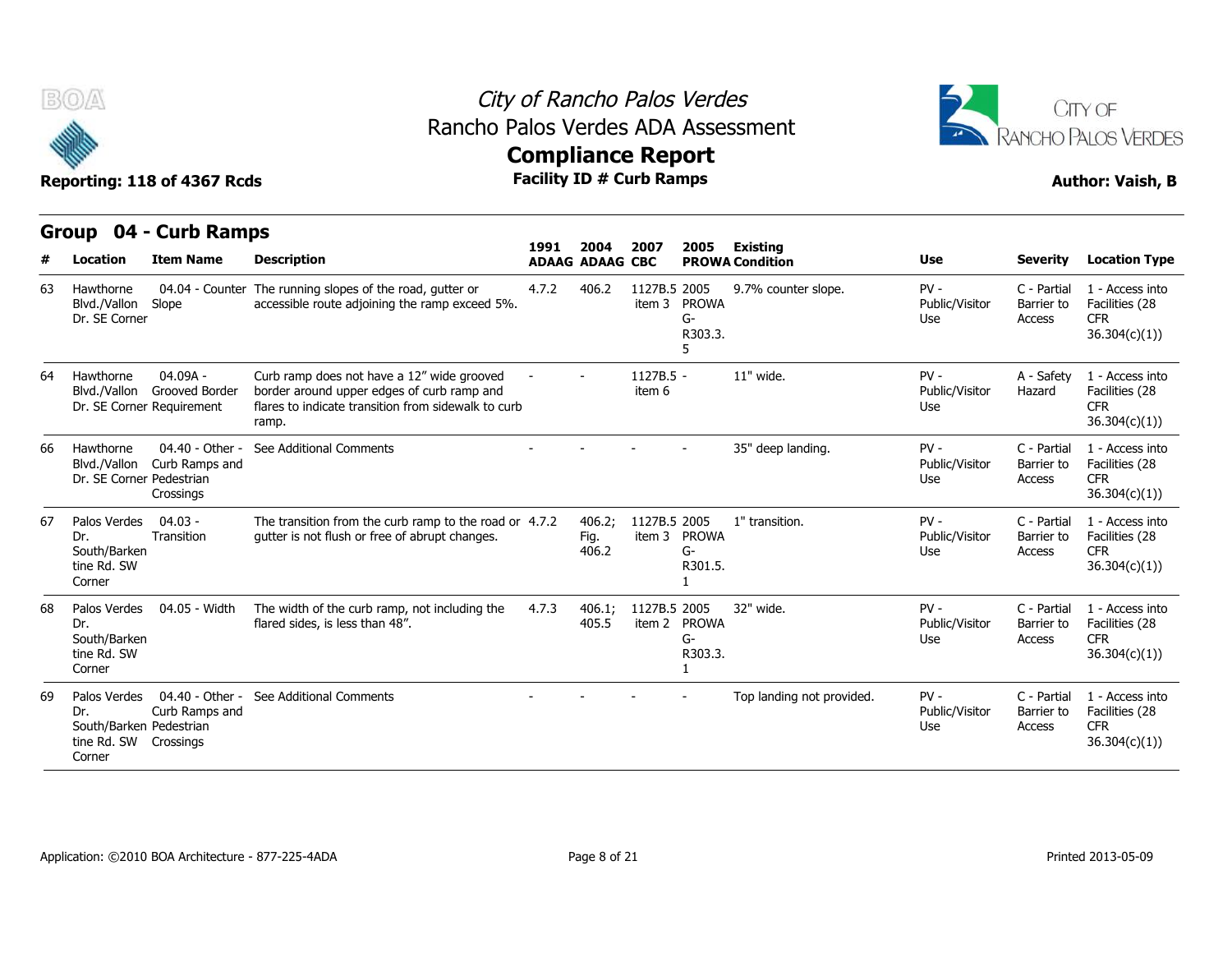# City of Rancho Palos Verdes
## Rancho Palos Verdes ADA Assessment
## Compliance Report
### Facility ID # Curb Ramps

Reporting: 118 of 4367 Rcds

Author: Vaish, B

## Group 04 - Curb Ramps

| # | Location | Item Name | Description | 1991 ADAAG | 2004 ADAAG | 2007 CBC | 2005 PROWA | Existing Condition | Use | Severity | Location Type |
|---|---|---|---|---|---|---|---|---|---|---|---|
| 63 | Hawthorne Blvd./Vallon Dr. SE Corner | 04.04 - Counter Slope | The running slopes of the road, gutter or accessible route adjoining the ramp exceed 5%. | 4.7.2 | 406.2 | 1127B.5 item 3 | 2005 PROWA G-R303.3.5 | 9.7% counter slope. | PV - Public/Visitor Use | C - Partial Barrier to Access | 1 - Access into Facilities (28 CFR 36.304(c)(1)) |
| 64 | Hawthorne Blvd./Vallon Dr. SE Corner | 04.09A - Grooved Border Requirement | Curb ramp does not have a 12" wide grooved border around upper edges of curb ramp and flares to indicate transition from sidewalk to curb ramp. | - | - | 1127B.5 item 6 | - | 11" wide. | PV - Public/Visitor Use | A - Safety Hazard | 1 - Access into Facilities (28 CFR 36.304(c)(1)) |
| 66 | Hawthorne Blvd./Vallon Dr. SE Corner | 04.40 - Other - Curb Ramps and Pedestrian Crossings | See Additional Comments | - | - | - | - | 35" deep landing. | PV - Public/Visitor Use | C - Partial Barrier to Access | 1 - Access into Facilities (28 CFR 36.304(c)(1)) |
| 67 | Palos Verdes Dr. South/Barkentine Rd. SW Corner | 04.03 - Transition | The transition from the curb ramp to the road or gutter is not flush or free of abrupt changes. | 4.7.2 | 406.2; Fig. 406.2 | 1127B.5 item 3 | 2005 PROWA G-R301.5.1 | 1" transition. | PV - Public/Visitor Use | C - Partial Barrier to Access | 1 - Access into Facilities (28 CFR 36.304(c)(1)) |
| 68 | Palos Verdes Dr. South/Barkentine Rd. SW Corner | 04.05 - Width | The width of the curb ramp, not including the flared sides, is less than 48". | 4.7.3 | 406.1; 405.5 | 1127B.5 item 2 | 2005 PROWA G-R303.3.1 | 32" wide. | PV - Public/Visitor Use | C - Partial Barrier to Access | 1 - Access into Facilities (28 CFR 36.304(c)(1)) |
| 69 | Palos Verdes Dr. South/Barkentine Rd. SW Corner | 04.40 - Other - Curb Ramps and Pedestrian Crossings | See Additional Comments | - | - | - | - | Top landing not provided. | PV - Public/Visitor Use | C - Partial Barrier to Access | 1 - Access into Facilities (28 CFR 36.304(c)(1)) |

Application: ©2010 BOA Architecture - 877-225-4ADA

Printed 2013-05-09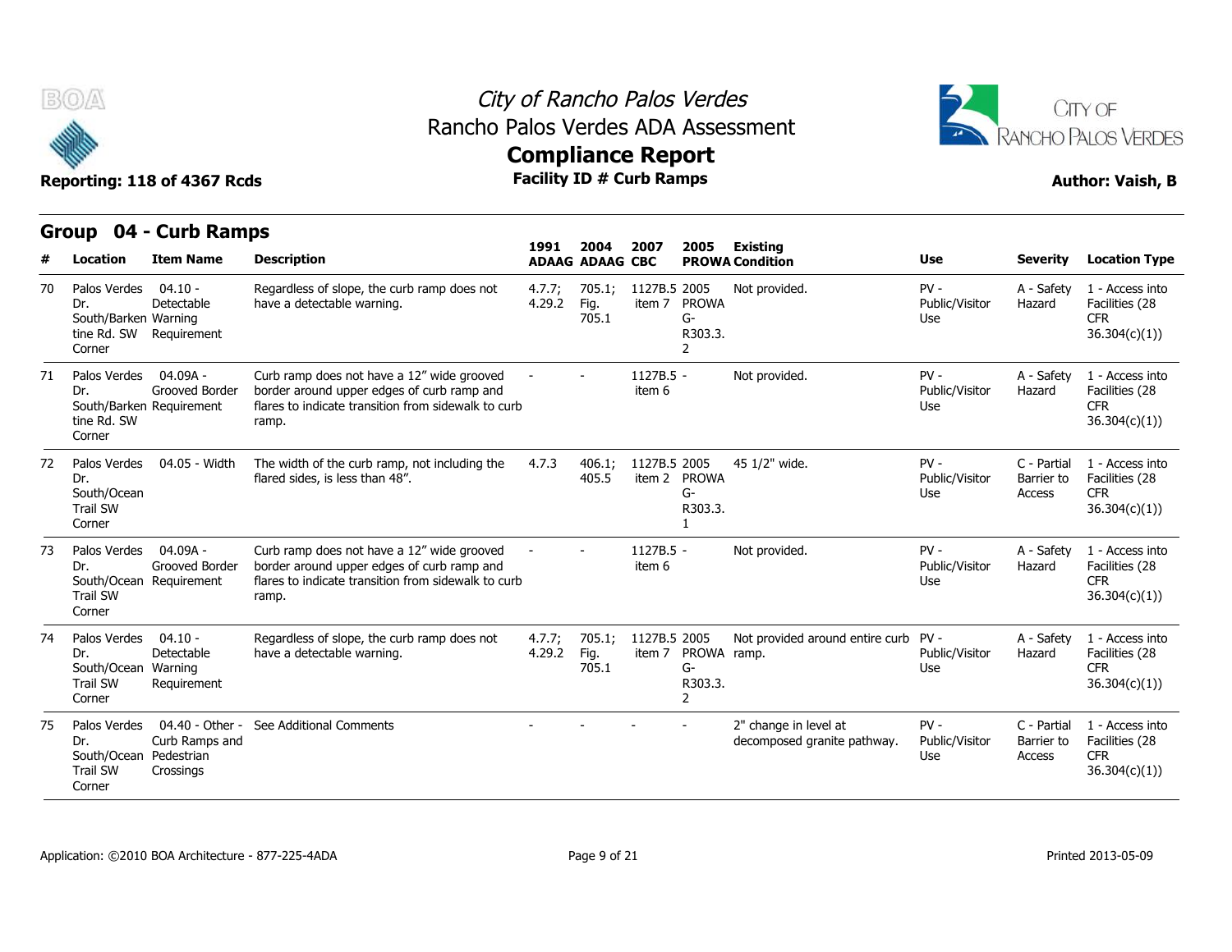## Group 04 - Curb Ramps

| # | Location | Item Name | Description | 1991 ADAAG | 2004 ADAAG | 2007 CBC | 2005 PROWA | Existing Condition | Use | Severity | Location Type |
|---|---|---|---|---|---|---|---|---|---|---|---|
| 70 | Palos Verdes Dr. South/Barkentine Rd. SW Corner | 04.10 - Detectable Warning Requirement | Regardless of slope, the curb ramp does not have a detectable warning. | 4.7.7; 4.29.2 | 705.1; Fig. 705.1 | 1127B.5 item 7 | 2005 PROWA G-R303.3.2 | Not provided. | PV - Public/Visitor Use | A - Safety Hazard | 1 - Access into Facilities (28 CFR 36.304(c)(1)) |
| 71 | Palos Verdes Dr. South/Barkentine Rd. SW Corner | 04.09A - Grooved Border Requirement | Curb ramp does not have a 12" wide grooved border around upper edges of curb ramp and flares to indicate transition from sidewalk to curb ramp. | - | - | 1127B.5 item 6 | - | Not provided. | PV - Public/Visitor Use | A - Safety Hazard | 1 - Access into Facilities (28 CFR 36.304(c)(1)) |
| 72 | Palos Verdes Dr. South/Ocean Trail SW Corner | 04.05 - Width | The width of the curb ramp, not including the flared sides, is less than 48". | 4.7.3 | 406.1; 405.5 | 1127B.5 item 2 | 2005 PROWA G-R303.3.1 | 45 1/2" wide. | PV - Public/Visitor Use | C - Partial Barrier to Access | 1 - Access into Facilities (28 CFR 36.304(c)(1)) |
| 73 | Palos Verdes Dr. South/Ocean Trail SW Corner | 04.09A - Grooved Border Requirement | Curb ramp does not have a 12" wide grooved border around upper edges of curb ramp and flares to indicate transition from sidewalk to curb ramp. | - | - | 1127B.5 item 6 | - | Not provided. | PV - Public/Visitor Use | A - Safety Hazard | 1 - Access into Facilities (28 CFR 36.304(c)(1)) |
| 74 | Palos Verdes Dr. South/Ocean Trail SW Corner | 04.10 - Detectable Warning Requirement | Regardless of slope, the curb ramp does not have a detectable warning. | 4.7.7; 4.29.2 | 705.1; Fig. 705.1 | 1127B.5 item 7 | 2005 PROWA G-R303.3.2 | Not provided around entire curb ramp. | PV - Public/Visitor Use | A - Safety Hazard | 1 - Access into Facilities (28 CFR 36.304(c)(1)) |
| 75 | Palos Verdes Dr. South/Ocean Trail SW Corner | 04.40 - Other - Curb Ramps and Pedestrian Crossings | See Additional Comments | - | - | - | - | 2" change in level at decomposed granite pathway. | PV - Public/Visitor Use | C - Partial Barrier to Access | 1 - Access into Facilities (28 CFR 36.304(c)(1)) |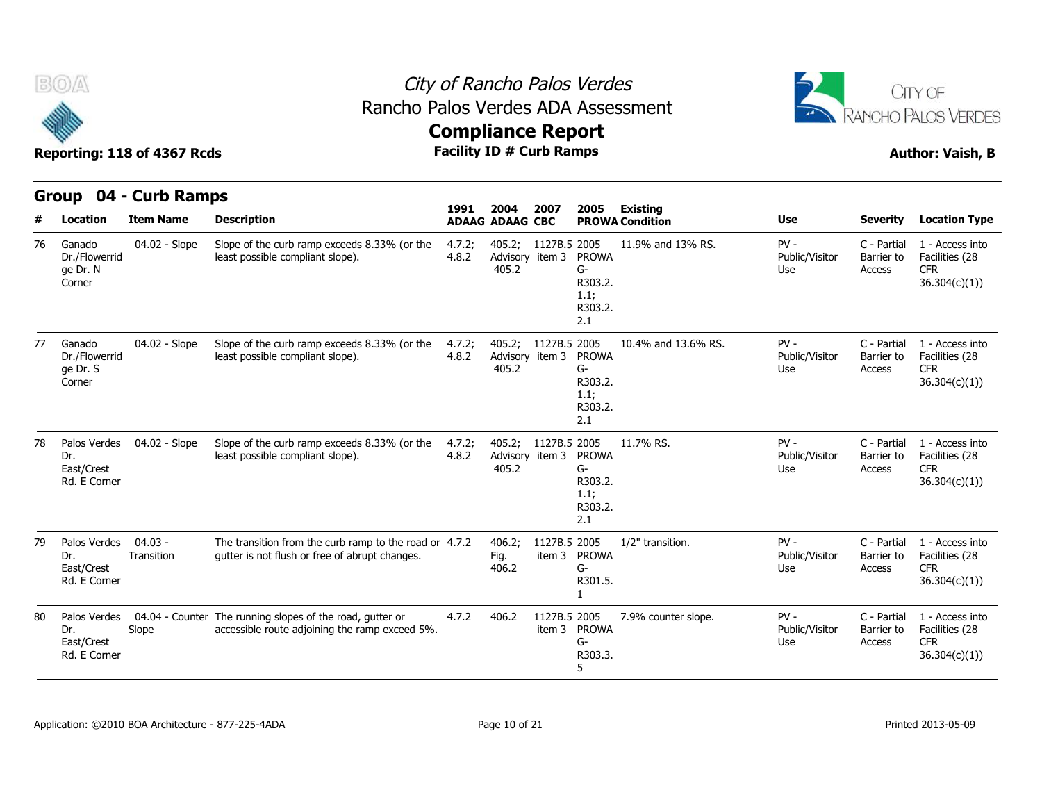# City of Rancho Palos Verdes
## Rancho Palos Verdes ADA Assessment
## Compliance Report
### Facility ID # Curb Ramps

Reporting: 118 of 4367 Rcds

Author: Vaish, B

## Group 04 - Curb Ramps

| # | Location | Item Name | Description | 1991 ADAAG | 2004 ADAAG | 2007 CBC | 2005 PROWA | Existing Condition | Use | Severity | Location Type |
|---|---|---|---|---|---|---|---|---|---|---|---|
| 76 | Ganado Dr./Flowerridge Dr. N Corner | 04.02 - Slope | Slope of the curb ramp exceeds 8.33% (or the least possible compliant slope). | 4.7.2; 4.8.2 | 405.2; Advisory 405.2 | 1127B.5 item 3 | 2005 PROWA G-R303.2.1.1; R303.2.2.1 | 11.9% and 13% RS. | PV - Public/Visitor Use | C - Partial Barrier to Access | 1 - Access into Facilities (28 CFR 36.304(c)(1)) |
| 77 | Ganado Dr./Flowerridge Dr. S Corner | 04.02 - Slope | Slope of the curb ramp exceeds 8.33% (or the least possible compliant slope). | 4.7.2; 4.8.2 | 405.2; Advisory 405.2 | 1127B.5 item 3 | 2005 PROWA G-R303.2.1.1; R303.2.2.1 | 10.4% and 13.6% RS. | PV - Public/Visitor Use | C - Partial Barrier to Access | 1 - Access into Facilities (28 CFR 36.304(c)(1)) |
| 78 | Palos Verdes Dr. East/Crest Rd. E Corner | 04.02 - Slope | Slope of the curb ramp exceeds 8.33% (or the least possible compliant slope). | 4.7.2; 4.8.2 | 405.2; Advisory 405.2 | 1127B.5 item 3 | 2005 PROWA G-R303.2.1.1; R303.2.2.1 | 11.7% RS. | PV - Public/Visitor Use | C - Partial Barrier to Access | 1 - Access into Facilities (28 CFR 36.304(c)(1)) |
| 79 | Palos Verdes Dr. East/Crest Rd. E Corner | 04.03 - Transition | The transition from the curb ramp to the road or gutter is not flush or free of abrupt changes. | 4.7.2 | 406.2; Fig. 406.2 | 1127B.5 item 3 | 2005 PROWA G-R301.5.1 | 1/2" transition. | PV - Public/Visitor Use | C - Partial Barrier to Access | 1 - Access into Facilities (28 CFR 36.304(c)(1)) |
| 80 | Palos Verdes Dr. East/Crest Rd. E Corner | 04.04 - Counter Slope | The running slopes of the road, gutter or accessible route adjoining the ramp exceed 5%. | 4.7.2 | 406.2 | 1127B.5 item 3 | 2005 PROWA G-R303.3.5 | 7.9% counter slope. | PV - Public/Visitor Use | C - Partial Barrier to Access | 1 - Access into Facilities (28 CFR 36.304(c)(1)) |

Application: ©2010 BOA Architecture - 877-225-4ADA

Printed 2013-05-09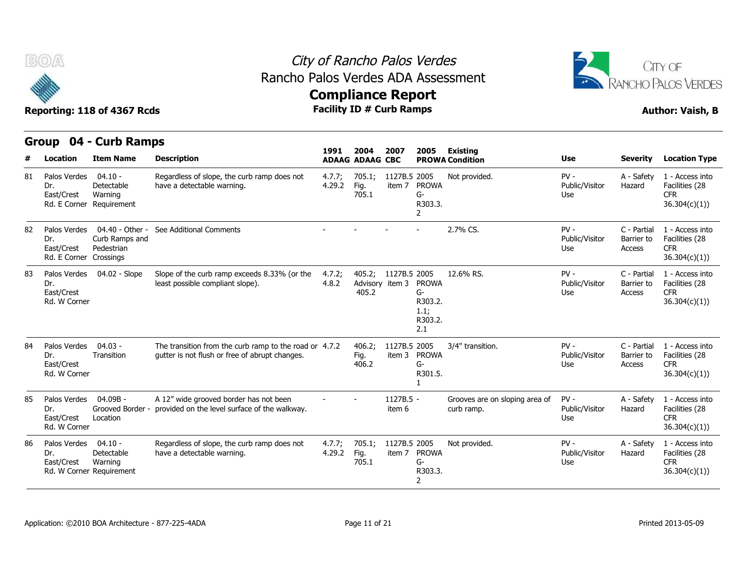# City of Rancho Palos Verdes
## Rancho Palos Verdes ADA Assessment
## Compliance Report
### Facility ID # Curb Ramps

Reporting: 118 of 4367 Rcds

Author: Vaish, B

## Group 04 - Curb Ramps

| # | Location | Item Name | Description | 1991 ADAAG | 2004 ADAAG | 2007 CBC | 2005 PROWA | Existing Condition | Use | Severity | Location Type |
|---|---|---|---|---|---|---|---|---|---|---|---|
| 81 | Palos Verdes Dr. East/Crest Rd. E Corner | 04.10 - Detectable Warning Requirement | Regardless of slope, the curb ramp does not have a detectable warning. | 4.7.7; 4.29.2 | 705.1; Fig. 705.1 | 1127B.5 item 7 | 2005 PROWA G-R303.3.2 | Not provided. | PV - Public/Visitor Use | A - Safety Hazard | 1 - Access into Facilities (28 CFR 36.304(c)(1)) |
| 82 | Palos Verdes Dr. East/Crest Rd. E Corner | 04.40 - Other - Curb Ramps and Pedestrian Crossings | See Additional Comments | - | - | - | - | 2.7% CS. | PV - Public/Visitor Use | C - Partial Barrier to Access | 1 - Access into Facilities (28 CFR 36.304(c)(1)) |
| 83 | Palos Verdes Dr. East/Crest Rd. W Corner | 04.02 - Slope | Slope of the curb ramp exceeds 8.33% (or the least possible compliant slope). | 4.7.2; 4.8.2 | 405.2; Advisory 405.2 | 1127B.5 item 3 | 2005 PROWA G-R303.2.1.1; R303.2.2.1 | 12.6% RS. | PV - Public/Visitor Use | C - Partial Barrier to Access | 1 - Access into Facilities (28 CFR 36.304(c)(1)) |
| 84 | Palos Verdes Dr. East/Crest Rd. W Corner | 04.03 - Transition | The transition from the curb ramp to the road or gutter is not flush or free of abrupt changes. | 4.7.2 | 406.2; Fig. 406.2 | 1127B.5 item 3 | 2005 PROWA G-R301.5.1 | 3/4" transition. | PV - Public/Visitor Use | C - Partial Barrier to Access | 1 - Access into Facilities (28 CFR 36.304(c)(1)) |
| 85 | Palos Verdes Dr. East/Crest Rd. W Corner | 04.09B - Grooved Border - Location | A 12" wide grooved border has not been provided on the level surface of the walkway. | - | - | 1127B.5 item 6 | - | Grooves are on sloping area of curb ramp. | PV - Public/Visitor Use | A - Safety Hazard | 1 - Access into Facilities (28 CFR 36.304(c)(1)) |
| 86 | Palos Verdes Dr. East/Crest Rd. W Corner | 04.10 - Detectable Warning Requirement | Regardless of slope, the curb ramp does not have a detectable warning. | 4.7.7; 4.29.2 | 705.1; Fig. 705.1 | 1127B.5 item 7 | 2005 PROWA G-R303.3.2 | Not provided. | PV - Public/Visitor Use | A - Safety Hazard | 1 - Access into Facilities (28 CFR 36.304(c)(1)) |

Application: ©2010 BOA Architecture - 877-225-4ADA

Printed 2013-05-09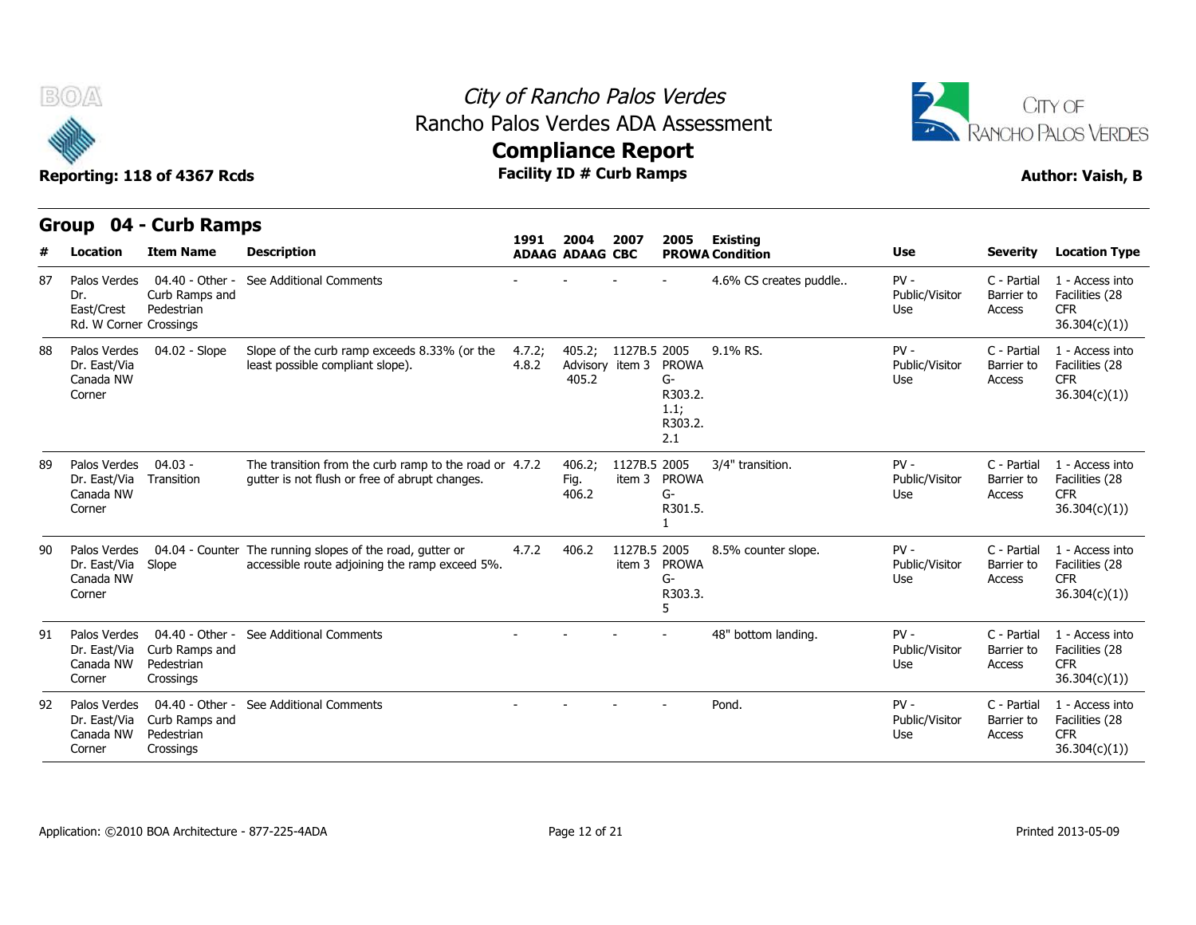# City of Rancho Palos Verdes
## Rancho Palos Verdes ADA Assessment
## Compliance Report

**Reporting: 118 of 4367 Rcds** | **Facility ID # Curb Ramps** | **Author: Vaish, B**

## Group 04 - Curb Ramps

| # | Location | Item Name | Description | 1991 ADAAG | 2004 ADAAG | 2007 CBC | 2005 PROWA | Existing Condition | Use | Severity | Location Type |
|---|---|---|---|---|---|---|---|---|---|---|---|
| 87 | Palos Verdes Dr. East/Crest Rd. W Corner | 04.40 - Other - Curb Ramps and Pedestrian Crossings | See Additional Comments | - | - | - | - | 4.6% CS creates puddle.. | PV - Public/Visitor Use | C - Partial Barrier to Access | 1 - Access into Facilities (28 CFR 36.304(c)(1)) |
| 88 | Palos Verdes Dr. East/Via Canada NW Corner | 04.02 - Slope | Slope of the curb ramp exceeds 8.33% (or the least possible compliant slope). | 4.7.2; 4.8.2 | 405.2; Advisory 405.2 | 1127B.5 item 3 | 2005 PROWA G-R303.2.1.1; R303.2.2.1 | 9.1% RS. | PV - Public/Visitor Use | C - Partial Barrier to Access | 1 - Access into Facilities (28 CFR 36.304(c)(1)) |
| 89 | Palos Verdes Dr. East/Via Canada NW Corner | 04.03 - Transition | The transition from the curb ramp to the road or gutter is not flush or free of abrupt changes. | 4.7.2 | 406.2; Fig. 406.2 | 1127B.5 item 3 | 2005 PROWA G-R301.5.1 | 3/4" transition. | PV - Public/Visitor Use | C - Partial Barrier to Access | 1 - Access into Facilities (28 CFR 36.304(c)(1)) |
| 90 | Palos Verdes Dr. East/Via Canada NW Corner | 04.04 - Counter Slope | The running slopes of the road, gutter or accessible route adjoining the ramp exceed 5%. | 4.7.2 | 406.2 | 1127B.5 item 3 | 2005 PROWA G-R303.3.5 | 8.5% counter slope. | PV - Public/Visitor Use | C - Partial Barrier to Access | 1 - Access into Facilities (28 CFR 36.304(c)(1)) |
| 91 | Palos Verdes Dr. East/Via Canada NW Corner | 04.40 - Other - Curb Ramps and Pedestrian Crossings | See Additional Comments | - | - | - | - | 48" bottom landing. | PV - Public/Visitor Use | C - Partial Barrier to Access | 1 - Access into Facilities (28 CFR 36.304(c)(1)) |
| 92 | Palos Verdes Dr. East/Via Canada NW Corner | 04.40 - Other - Curb Ramps and Pedestrian Crossings | See Additional Comments | - | - | - | - | Pond. | PV - Public/Visitor Use | C - Partial Barrier to Access | 1 - Access into Facilities (28 CFR 36.304(c)(1)) |

Application: ©2010 BOA Architecture - 877-225-4ADA

Printed 2013-05-09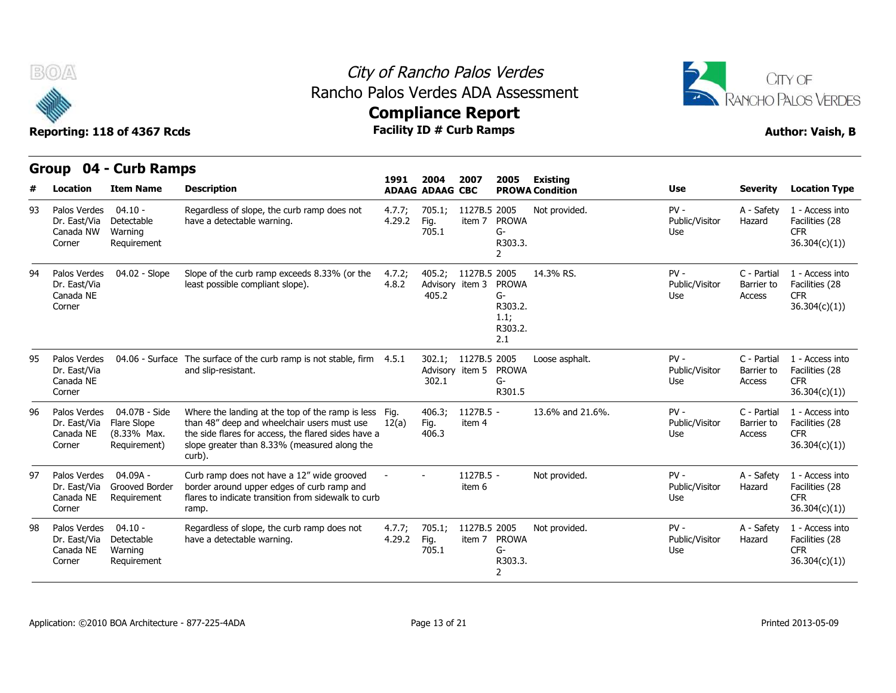# City of Rancho Palos Verdes
## Rancho Palos Verdes ADA Assessment
## Compliance Report
### Facility ID # Curb Ramps

Reporting: 118 of 4367 Rcds

Author: Vaish, B

## Group 04 - Curb Ramps

| # | Location | Item Name | Description | 1991 ADAAG | 2004 ADAAG | 2007 CBC | 2005 PROWA | Existing Condition | Use | Severity | Location Type |
|---|---|---|---|---|---|---|---|---|---|---|---|
| 93 | Palos Verdes Dr. East/Via Canada NW Corner | 04.10 - Detectable Warning Requirement | Regardless of slope, the curb ramp does not have a detectable warning. | 4.7.7; 4.29.2 | 705.1; Fig. 705.1 | 1127B.5 item 7 | 2005 PROWA G-R303.3.2 | Not provided. | PV - Public/Visitor Use | A - Safety Hazard | 1 - Access into Facilities (28 CFR 36.304(c)(1)) |
| 94 | Palos Verdes Dr. East/Via Canada NE Corner | 04.02 - Slope | Slope of the curb ramp exceeds 8.33% (or the least possible compliant slope). | 4.7.2; 4.8.2 | 405.2; Advisory 405.2 | 1127B.5 item 3 | 2005 PROWA G-R303.2.1.1; R303.2.2.1 | 14.3% RS. | PV - Public/Visitor Use | C - Partial Barrier to Access | 1 - Access into Facilities (28 CFR 36.304(c)(1)) |
| 95 | Palos Verdes Dr. East/Via Canada NE Corner | 04.06 - Surface | The surface of the curb ramp is not stable, firm and slip-resistant. | 4.5.1 | 302.1; Advisory 302.1 | 1127B.5 item 5 | 2005 PROWA G-R301.5 | Loose asphalt. | PV - Public/Visitor Use | C - Partial Barrier to Access | 1 - Access into Facilities (28 CFR 36.304(c)(1)) |
| 96 | Palos Verdes Dr. East/Via Canada NE Corner | 04.07B - Side Flare Slope (8.33% Max. Requirement) | Where the landing at the top of the ramp is less than 48" deep and wheelchair users must use the side flares for access, the flared sides have a slope greater than 8.33% (measured along the curb). | Fig. 12(a) | 406.3; Fig. 406.3 | 1127B.5 - item 4 | | 13.6% and 21.6%. | PV - Public/Visitor Use | C - Partial Barrier to Access | 1 - Access into Facilities (28 CFR 36.304(c)(1)) |
| 97 | Palos Verdes Dr. East/Via Canada NE Corner | 04.09A - Grooved Border Requirement | Curb ramp does not have a 12" wide grooved border around upper edges of curb ramp and flares to indicate transition from sidewalk to curb ramp. | - | - | 1127B.5 - item 6 | | Not provided. | PV - Public/Visitor Use | A - Safety Hazard | 1 - Access into Facilities (28 CFR 36.304(c)(1)) |
| 98 | Palos Verdes Dr. East/Via Canada NE Corner | 04.10 - Detectable Warning Requirement | Regardless of slope, the curb ramp does not have a detectable warning. | 4.7.7; 4.29.2 | 705.1; Fig. 705.1 | 1127B.5 item 7 | 2005 PROWA G-R303.3.2 | Not provided. | PV - Public/Visitor Use | A - Safety Hazard | 1 - Access into Facilities (28 CFR 36.304(c)(1)) |

Application: ©2010 BOA Architecture - 877-225-4ADA

Printed 2013-05-09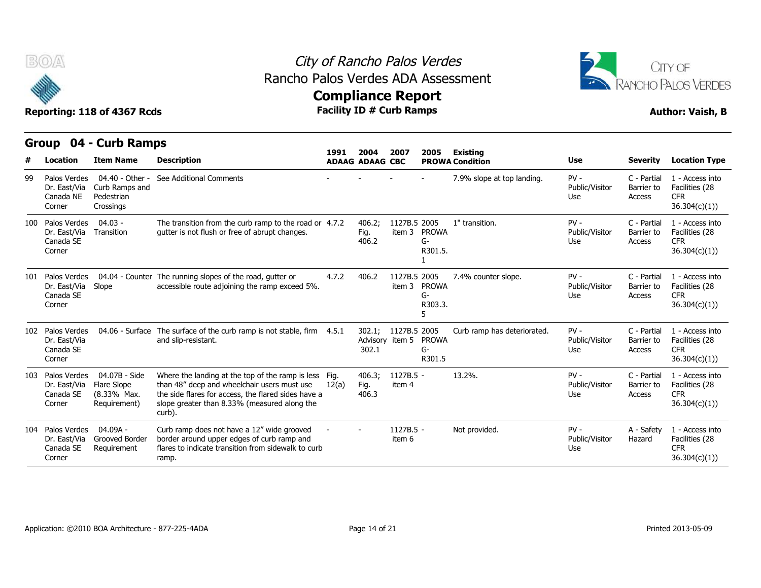# City of Rancho Palos Verdes
## Rancho Palos Verdes ADA Assessment
## Compliance Report
### Facility ID # Curb Ramps

Reporting: 118 of 4367 Rcds

Author: Vaish, B

## Group 04 - Curb Ramps

| # | Location | Item Name | Description | 1991 ADAAG | 2004 ADAAG | 2007 CBC | 2005 PROWA | Existing Condition | Use | Severity | Location Type |
|---|---|---|---|---|---|---|---|---|---|---|---|
| 99 | Palos Verdes Dr. East/Via Canada NE Corner | 04.40 - Other - Curb Ramps and Pedestrian Crossings | See Additional Comments | - | - | - | - | 7.9% slope at top landing. | PV - Public/Visitor Use | C - Partial Barrier to Access | 1 - Access into Facilities (28 CFR 36.304(c)(1)) |
| 100 | Palos Verdes Dr. East/Via Canada SE Corner | 04.03 - Transition | The transition from the curb ramp to the road or gutter is not flush or free of abrupt changes. | 4.7.2 | 406.2; Fig. 406.2 | 1127B.5 item 3 | 2005 PROWA G-R301.5.1 | 1" transition. | PV - Public/Visitor Use | C - Partial Barrier to Access | 1 - Access into Facilities (28 CFR 36.304(c)(1)) |
| 101 | Palos Verdes Dr. East/Via Canada SE Corner | 04.04 - Counter Slope | The running slopes of the road, gutter or accessible route adjoining the ramp exceed 5%. | 4.7.2 | 406.2 | 1127B.5 item 3 | 2005 PROWA G-R303.3.5 | 7.4% counter slope. | PV - Public/Visitor Use | C - Partial Barrier to Access | 1 - Access into Facilities (28 CFR 36.304(c)(1)) |
| 102 | Palos Verdes Dr. East/Via Canada SE Corner | 04.06 - Surface | The surface of the curb ramp is not stable, firm and slip-resistant. | 4.5.1 | 302.1; Advisory 302.1 | 1127B.5 item 5 | 2005 PROWA G-R301.5 | Curb ramp has deteriorated. | PV - Public/Visitor Use | C - Partial Barrier to Access | 1 - Access into Facilities (28 CFR 36.304(c)(1)) |
| 103 | Palos Verdes Dr. East/Via Canada SE Corner | 04.07B - Side Flare Slope (8.33% Max. Requirement) | Where the landing at the top of the ramp is less than 48" deep and wheelchair users must use the side flares for access, the flared sides have a slope greater than 8.33% (measured along the curb). | Fig. 12(a) | 406.3; Fig. 406.3 | 1127B.5 - item 4 | - | 13.2%. | PV - Public/Visitor Use | C - Partial Barrier to Access | 1 - Access into Facilities (28 CFR 36.304(c)(1)) |
| 104 | Palos Verdes Dr. East/Via Canada SE Corner | 04.09A - Grooved Border Requirement | Curb ramp does not have a 12" wide grooved border around upper edges of curb ramp and flares to indicate transition from sidewalk to curb ramp. | - | - | 1127B.5 - item 6 | - | Not provided. | PV - Public/Visitor Use | A - Safety Hazard | 1 - Access into Facilities (28 CFR 36.304(c)(1)) |

Application: ©2010 BOA Architecture - 877-225-4ADA

Printed 2013-05-09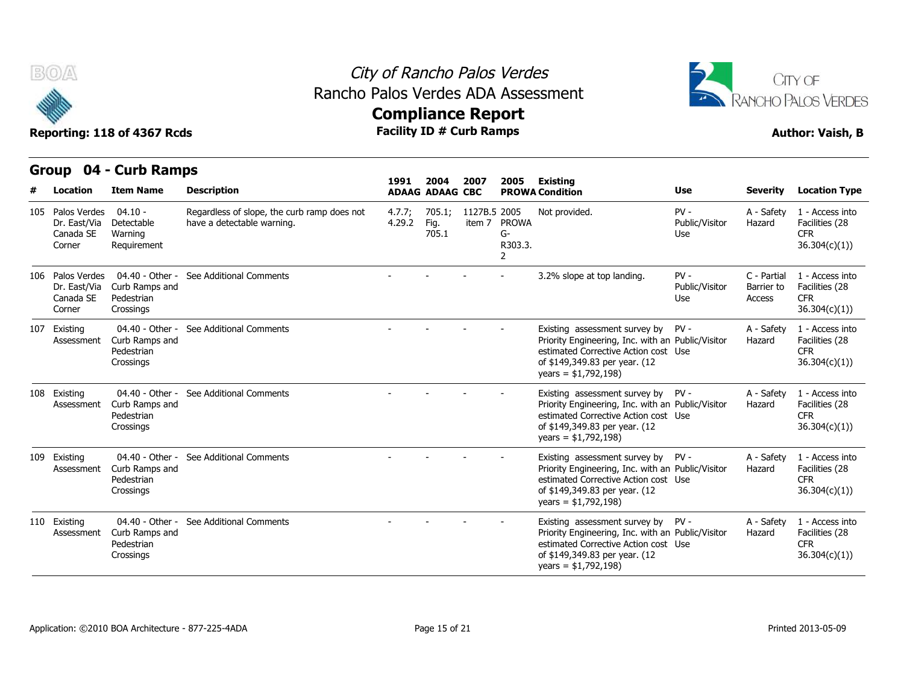## Group 04 - Curb Ramps

| # | Location | Item Name | Description | 1991 ADAAG | 2004 ADAAG | 2007 CBC | 2005 PROWA | Existing Condition | Use | Severity | Location Type |
|---|---|---|---|---|---|---|---|---|---|---|---|
| 105 | Palos Verdes Dr. East/Via Canada SE Corner | 04.10 - Detectable Warning Requirement | Regardless of slope, the curb ramp does not have a detectable warning. | 4.7.7; 4.29.2 | 705.1; Fig. 705.1 | 1127B.5 item 7 | 2005 PROWA G-R303.3.2 | Not provided. | PV - Public/Visitor Use | A - Safety Hazard | 1 - Access into Facilities (28 CFR 36.304(c)(1)) |
| 106 | Palos Verdes Dr. East/Via Canada SE Corner | 04.40 - Other - Curb Ramps and Pedestrian Crossings | See Additional Comments | - | - | - | - | 3.2% slope at top landing. | PV - Public/Visitor Use | C - Partial Barrier to Access | 1 - Access into Facilities (28 CFR 36.304(c)(1)) |
| 107 | Existing Assessment | 04.40 - Other - Curb Ramps and Pedestrian Crossings | See Additional Comments | - | - | - | - | Existing assessment survey by Priority Engineering, Inc. with an estimated Corrective Action cost of $149,349.83 per year. (12 years = $1,792,198) | PV - Public/Visitor Use | A - Safety Hazard | 1 - Access into Facilities (28 CFR 36.304(c)(1)) |
| 108 | Existing Assessment | 04.40 - Other - Curb Ramps and Pedestrian Crossings | See Additional Comments | - | - | - | - | Existing assessment survey by Priority Engineering, Inc. with an estimated Corrective Action cost of $149,349.83 per year. (12 years = $1,792,198) | PV - Public/Visitor Use | A - Safety Hazard | 1 - Access into Facilities (28 CFR 36.304(c)(1)) |
| 109 | Existing Assessment | 04.40 - Other - Curb Ramps and Pedestrian Crossings | See Additional Comments | - | - | - | - | Existing assessment survey by Priority Engineering, Inc. with an estimated Corrective Action cost of $149,349.83 per year. (12 years = $1,792,198) | PV - Public/Visitor Use | A - Safety Hazard | 1 - Access into Facilities (28 CFR 36.304(c)(1)) |
| 110 | Existing Assessment | 04.40 - Other - Curb Ramps and Pedestrian Crossings | See Additional Comments | - | - | - | - | Existing assessment survey by Priority Engineering, Inc. with an estimated Corrective Action cost of $149,349.83 per year. (12 years = $1,792,198) | PV - Public/Visitor Use | A - Safety Hazard | 1 - Access into Facilities (28 CFR 36.304(c)(1)) |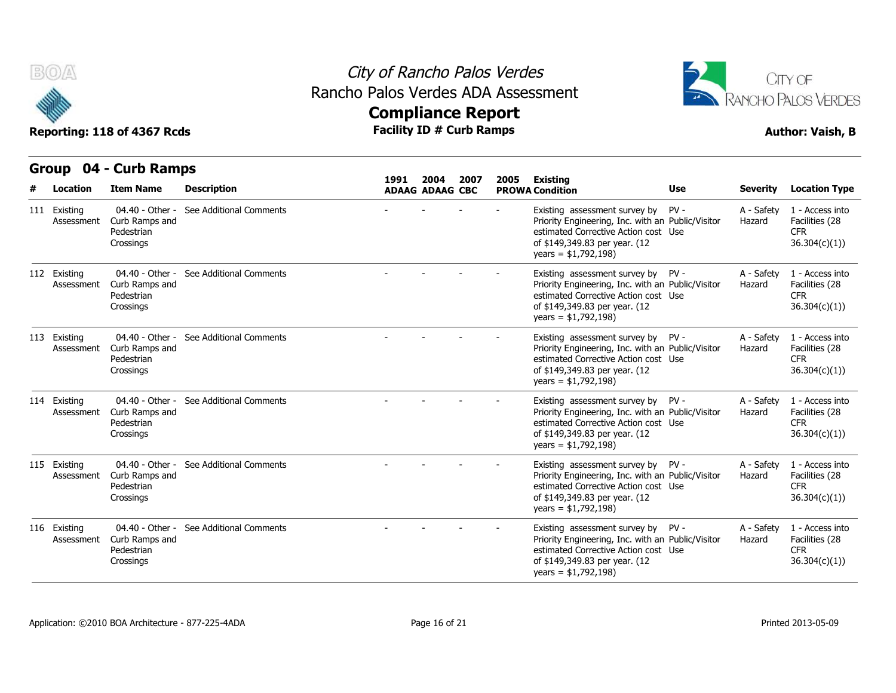# City of Rancho Palos Verdes

## Rancho Palos Verdes ADA Assessment

## Compliance Report

**Reporting: 118 of 4367 Rcds** | **Facility ID # Curb Ramps** | **Author: Vaish, B**

## Group 04 - Curb Ramps

| # | Location | Item Name | Description | 1991 ADAAG | 2004 ADAAG | 2007 CBC | 2005 PROWA | Existing Condition | Use | Severity | Location Type |
|---|---|---|---|---|---|---|---|---|---|---|---|
| 111 | Existing Assessment | 04.40 - Other - Curb Ramps and Pedestrian Crossings | See Additional Comments | - | - | - | - | Existing assessment survey by Priority Engineering, Inc. with an estimated Corrective Action cost of $149,349.83 per year. (12 years = $1,792,198) | PV - Public/Visitor Use | A - Safety Hazard | 1 - Access into Facilities (28 CFR 36.304(c)(1)) |
| 112 | Existing Assessment | 04.40 - Other - Curb Ramps and Pedestrian Crossings | See Additional Comments | - | - | - | - | Existing assessment survey by Priority Engineering, Inc. with an estimated Corrective Action cost of $149,349.83 per year. (12 years = $1,792,198) | PV - Public/Visitor Use | A - Safety Hazard | 1 - Access into Facilities (28 CFR 36.304(c)(1)) |
| 113 | Existing Assessment | 04.40 - Other - Curb Ramps and Pedestrian Crossings | See Additional Comments | - | - | - | - | Existing assessment survey by Priority Engineering, Inc. with an estimated Corrective Action cost of $149,349.83 per year. (12 years = $1,792,198) | PV - Public/Visitor Use | A - Safety Hazard | 1 - Access into Facilities (28 CFR 36.304(c)(1)) |
| 114 | Existing Assessment | 04.40 - Other - Curb Ramps and Pedestrian Crossings | See Additional Comments | - | - | - | - | Existing assessment survey by Priority Engineering, Inc. with an estimated Corrective Action cost of $149,349.83 per year. (12 years = $1,792,198) | PV - Public/Visitor Use | A - Safety Hazard | 1 - Access into Facilities (28 CFR 36.304(c)(1)) |
| 115 | Existing Assessment | 04.40 - Other - Curb Ramps and Pedestrian Crossings | See Additional Comments | - | - | - | - | Existing assessment survey by Priority Engineering, Inc. with an estimated Corrective Action cost of $149,349.83 per year. (12 years = $1,792,198) | PV - Public/Visitor Use | A - Safety Hazard | 1 - Access into Facilities (28 CFR 36.304(c)(1)) |
| 116 | Existing Assessment | 04.40 - Other - Curb Ramps and Pedestrian Crossings | See Additional Comments | - | - | - | - | Existing assessment survey by Priority Engineering, Inc. with an estimated Corrective Action cost of $149,349.83 per year. (12 years = $1,792,198) | PV - Public/Visitor Use | A - Safety Hazard | 1 - Access into Facilities (28 CFR 36.304(c)(1)) |

Application: ©2010 BOA Architecture - 877-225-4ADA

Printed 2013-05-09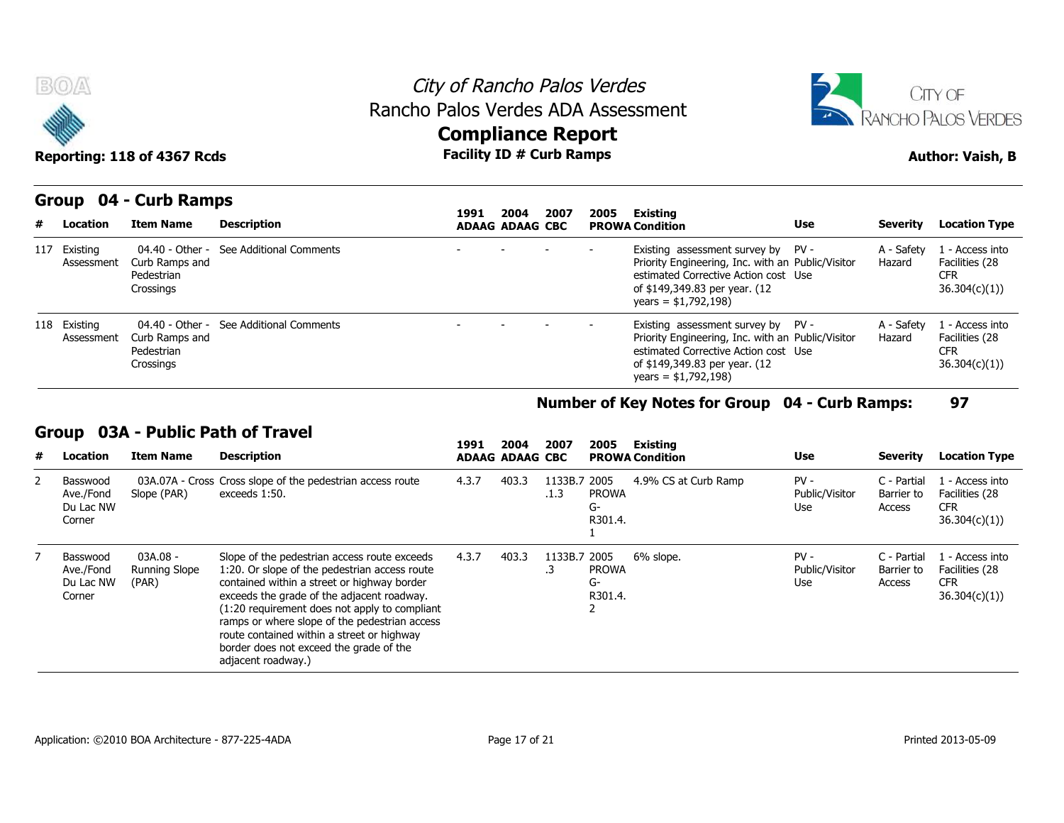City of Rancho Palos Verdes
Rancho Palos Verdes ADA Assessment
**Compliance Report**
**Facility ID # Curb Ramps**

**Reporting: 118 of 4367 Rcds**

**Author: Vaish, B**

## Group 04 - Curb Ramps

| # | Location | Item Name | Description | 1991 ADAAG | 2004 ADAAG | 2007 CBC | 2005 PROWA | Existing Condition | Use | Severity | Location Type |
|---|---|---|---|---|---|---|---|---|---|---|---|
| 117 | Existing Assessment | 04.40 - Other - Curb Ramps and Pedestrian Crossings | See Additional Comments | - | - | - | - | Existing assessment survey by Priority Engineering, Inc. with an estimated Corrective Action cost of $149,349.83 per year. (12 years = $1,792,198) | PV - Public/Visitor Use | A - Safety Hazard | 1 - Access into Facilities (28 CFR 36.304(c)(1)) |
| 118 | Existing Assessment | 04.40 - Other - Curb Ramps and Pedestrian Crossings | See Additional Comments | - | - | - | - | Existing assessment survey by Priority Engineering, Inc. with an estimated Corrective Action cost of $149,349.83 per year. (12 years = $1,792,198) | PV - Public/Visitor Use | A - Safety Hazard | 1 - Access into Facilities (28 CFR 36.304(c)(1)) |

**Number of Key Notes for Group 04 - Curb Ramps: 97**

## Group 03A - Public Path of Travel

| # | Location | Item Name | Description | 1991 ADAAG | 2004 ADAAG | 2007 CBC | 2005 PROWA | Existing Condition | Use | Severity | Location Type |
|---|---|---|---|---|---|---|---|---|---|---|---|
| 2 | Basswood Ave./Fond Du Lac NW Corner | 03A.07A - Cross Slope (PAR) | Cross slope of the pedestrian access route exceeds 1:50. | 4.3.7 | 403.3 | 1133B.7.1.3 | 2005 PROWA G-R301.4.1 | 4.9% CS at Curb Ramp | PV - Public/Visitor Use | C - Partial Barrier to Access | 1 - Access into Facilities (28 CFR 36.304(c)(1)) |
| 7 | Basswood Ave./Fond Du Lac NW Corner | 03A.08 - Running Slope (PAR) | Slope of the pedestrian access route exceeds 1:20. Or slope of the pedestrian access route contained within a street or highway border exceeds the grade of the adjacent roadway. (1:20 requirement does not apply to compliant ramps or where slope of the pedestrian access route contained within a street or highway border does not exceed the grade of the adjacent roadway.) | 4.3.7 | 403.3 | 1133B.7.3 | 2005 PROWA G-R301.4.2 | 6% slope. | PV - Public/Visitor Use | C - Partial Barrier to Access | 1 - Access into Facilities (28 CFR 36.304(c)(1)) |

Application: ©2010 BOA Architecture - 877-225-4ADA

Printed 2013-05-09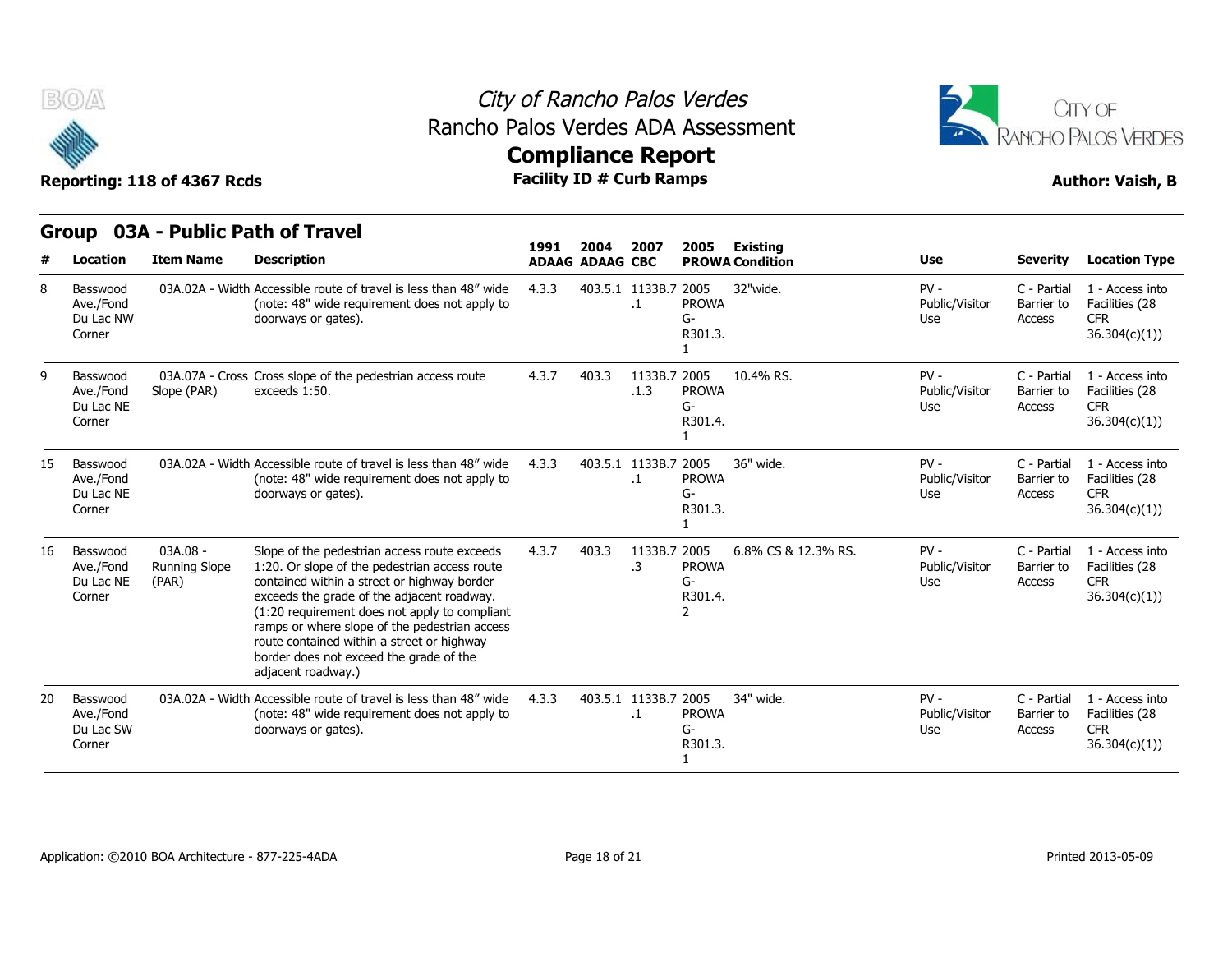# City of Rancho Palos Verdes
## Rancho Palos Verdes ADA Assessment
## Compliance Report
### Facility ID # Curb Ramps

Reporting: 118 of 4367 Rcds

Author: Vaish, B

## Group 03A - Public Path of Travel

| # | Location | Item Name | Description | 1991 ADAAG | 2004 ADAAG | 2007 CBC | 2005 PROWA | Existing Condition | Use | Severity | Location Type |
|---|---|---|---|---|---|---|---|---|---|---|---|
| 8 | Basswood Ave./Fond Du Lac NW Corner | 03A.02A - Width | Accessible route of travel is less than 48" wide (note: 48" wide requirement does not apply to doorways or gates). | 4.3.3 | 403.5.1 | 1133B.7.1 | 2005 PROWA G-R301.3.1 | 32"wide. | PV - Public/Visitor Use | C - Partial Barrier to Access | 1 - Access into Facilities (28 CFR 36.304(c)(1)) |
| 9 | Basswood Ave./Fond Du Lac NE Corner | 03A.07A - Cross Slope (PAR) | Cross slope of the pedestrian access route exceeds 1:50. | 4.3.7 | 403.3 | 1133B.7.1.3 | 2005 PROWA G-R301.4.1 | 10.4% RS. | PV - Public/Visitor Use | C - Partial Barrier to Access | 1 - Access into Facilities (28 CFR 36.304(c)(1)) |
| 15 | Basswood Ave./Fond Du Lac NE Corner | 03A.02A - Width | Accessible route of travel is less than 48" wide (note: 48" wide requirement does not apply to doorways or gates). | 4.3.3 | 403.5.1 | 1133B.7.1 | 2005 PROWA G-R301.3.1 | 36" wide. | PV - Public/Visitor Use | C - Partial Barrier to Access | 1 - Access into Facilities (28 CFR 36.304(c)(1)) |
| 16 | Basswood Ave./Fond Du Lac NE Corner | 03A.08 - Running Slope (PAR) | Slope of the pedestrian access route exceeds 1:20. Or slope of the pedestrian access route contained within a street or highway border exceeds the grade of the adjacent roadway. (1:20 requirement does not apply to compliant ramps or where slope of the pedestrian access route contained within a street or highway border does not exceed the grade of the adjacent roadway.) | 4.3.7 | 403.3 | 1133B.7.3 | 2005 PROWA G-R301.4.2 | 6.8% CS & 12.3% RS. | PV - Public/Visitor Use | C - Partial Barrier to Access | 1 - Access into Facilities (28 CFR 36.304(c)(1)) |
| 20 | Basswood Ave./Fond Du Lac SW Corner | 03A.02A - Width | Accessible route of travel is less than 48" wide (note: 48" wide requirement does not apply to doorways or gates). | 4.3.3 | 403.5.1 | 1133B.7.1 | 2005 PROWA G-R301.3.1 | 34" wide. | PV - Public/Visitor Use | C - Partial Barrier to Access | 1 - Access into Facilities (28 CFR 36.304(c)(1)) |

Application: ©2010 BOA Architecture - 877-225-4ADA

Printed 2013-05-09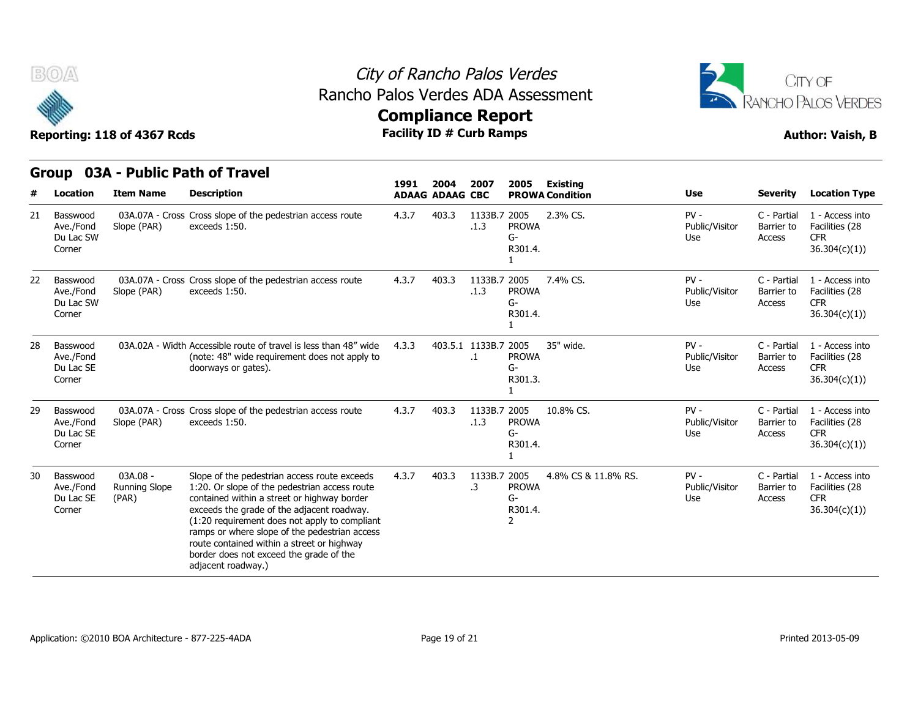# City of Rancho Palos Verdes
## Rancho Palos Verdes ADA Assessment
## Compliance Report
### Facility ID # Curb Ramps

**Reporting: 118 of 4367 Rcds** | **Author: Vaish, B**

## Group 03A - Public Path of Travel

| # | Location | Item Name | Description | 1991 ADAAG | 2004 ADAAG | 2007 CBC | 2005 PROWA | Existing Condition | Use | Severity | Location Type |
|---|---|---|---|---|---|---|---|---|---|---|---|
| 21 | Basswood Ave./Fond Du Lac SW Corner | 03A.07A - Cross Slope (PAR) | Cross slope of the pedestrian access route exceeds 1:50. | 4.3.7 | 403.3 | 1133B.7.1.3 | 2005 PROWA G-R301.4.1 | 2.3% CS. | PV - Public/Visitor Use | C - Partial Barrier to Access | 1 - Access into Facilities (28 CFR 36.304(c)(1)) |
| 22 | Basswood Ave./Fond Du Lac SW Corner | 03A.07A - Cross Slope (PAR) | Cross slope of the pedestrian access route exceeds 1:50. | 4.3.7 | 403.3 | 1133B.7.1.3 | 2005 PROWA G-R301.4.1 | 7.4% CS. | PV - Public/Visitor Use | C - Partial Barrier to Access | 1 - Access into Facilities (28 CFR 36.304(c)(1)) |
| 28 | Basswood Ave./Fond Du Lac SE Corner | 03A.02A - Width | Accessible route of travel is less than 48" wide (note: 48" wide requirement does not apply to doorways or gates). | 4.3.3 | 403.5.1 | 1133B.7.1 | 2005 PROWA G-R301.3.1 | 35" wide. | PV - Public/Visitor Use | C - Partial Barrier to Access | 1 - Access into Facilities (28 CFR 36.304(c)(1)) |
| 29 | Basswood Ave./Fond Du Lac SE Corner | 03A.07A - Cross Slope (PAR) | Cross slope of the pedestrian access route exceeds 1:50. | 4.3.7 | 403.3 | 1133B.7.1.3 | 2005 PROWA G-R301.4.1 | 10.8% CS. | PV - Public/Visitor Use | C - Partial Barrier to Access | 1 - Access into Facilities (28 CFR 36.304(c)(1)) |
| 30 | Basswood Ave./Fond Du Lac SE Corner | 03A.08 - Running Slope (PAR) | Slope of the pedestrian access route exceeds 1:20. Or slope of the pedestrian access route contained within a street or highway border exceeds the grade of the adjacent roadway. (1:20 requirement does not apply to compliant ramps or where slope of the pedestrian access route contained within a street or highway border does not exceed the grade of the adjacent roadway.) | 4.3.7 | 403.3 | 1133B.7.3 | 2005 PROWA G-R301.4.2 | 4.8% CS & 11.8% RS. | PV - Public/Visitor Use | C - Partial Barrier to Access | 1 - Access into Facilities (28 CFR 36.304(c)(1)) |

Application: ©2010 BOA Architecture - 877-225-4ADA | Printed 2013-05-09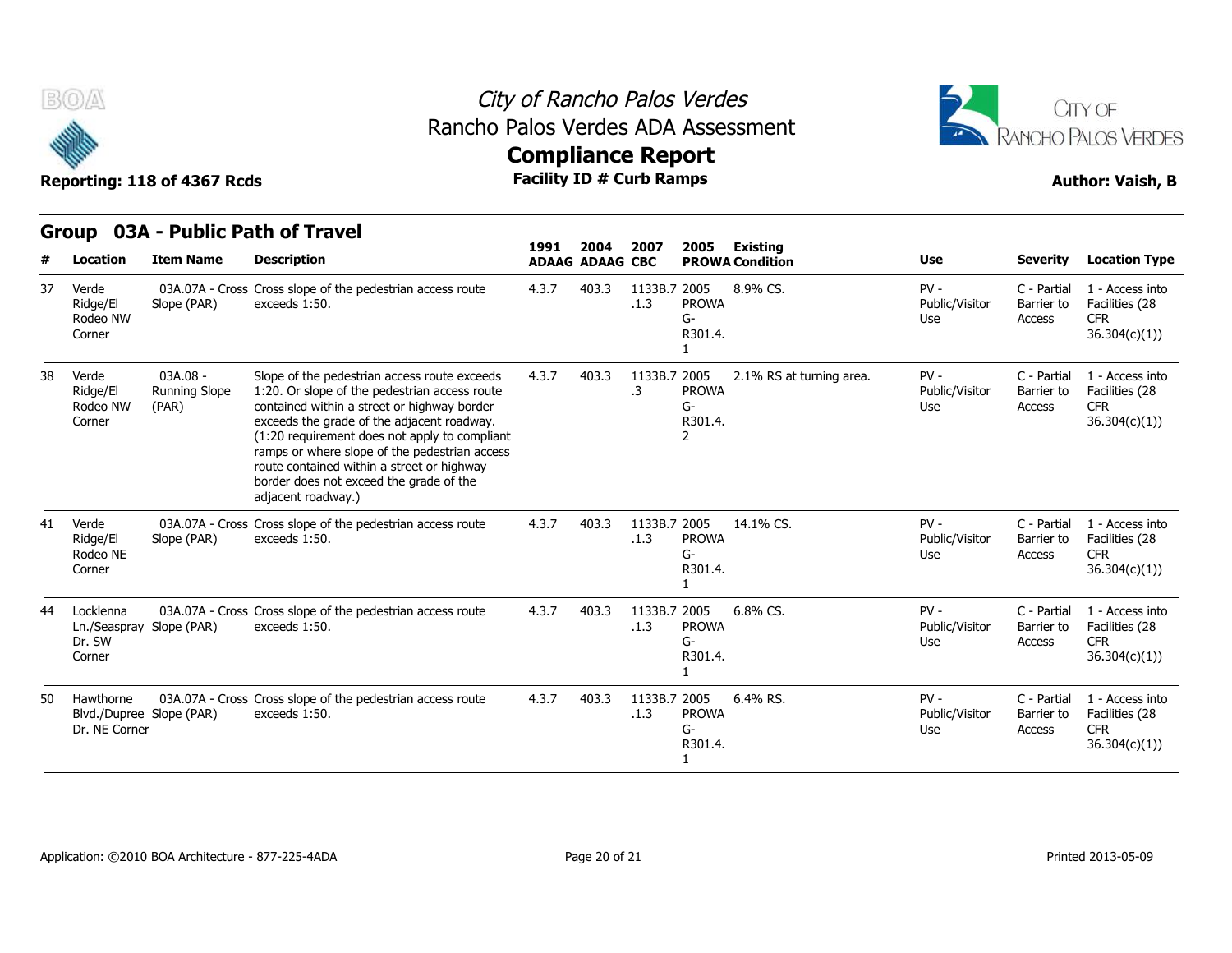# City of Rancho Palos Verdes
## Rancho Palos Verdes ADA Assessment
## Compliance Report
### Facility ID # Curb Ramps

Reporting: 118 of 4367 Rcds

Author: Vaish, B

## Group 03A - Public Path of Travel

| # | Location | Item Name | Description | 1991 ADAAG | 2004 ADAAG | 2007 CBC | 2005 PROWA | Existing Condition | Use | Severity | Location Type |
|---|---|---|---|---|---|---|---|---|---|---|---|
| 37 | Verde Ridge/El Rodeo NW Corner | 03A.07A - Cross Slope (PAR) | Cross slope of the pedestrian access route exceeds 1:50. | 4.3.7 | 403.3 | 1133B.7.1.3 | 2005 PROWA G-R301.4.1 | 8.9% CS. | PV - Public/Visitor Use | C - Partial Barrier to Access | 1 - Access into Facilities (28 CFR 36.304(c)(1)) |
| 38 | Verde Ridge/El Rodeo NW Corner | 03A.08 - Running Slope (PAR) | Slope of the pedestrian access route exceeds 1:20. Or slope of the pedestrian access route contained within a street or highway border exceeds the grade of the adjacent roadway. (1:20 requirement does not apply to compliant ramps or where slope of the pedestrian access route contained within a street or highway border does not exceed the grade of the adjacent roadway.) | 4.3.7 | 403.3 | 1133B.7.3 | 2005 PROWA G-R301.4.2 | 2.1% RS at turning area. | PV - Public/Visitor Use | C - Partial Barrier to Access | 1 - Access into Facilities (28 CFR 36.304(c)(1)) |
| 41 | Verde Ridge/El Rodeo NE Corner | 03A.07A - Cross Slope (PAR) | Cross slope of the pedestrian access route exceeds 1:50. | 4.3.7 | 403.3 | 1133B.7.1.3 | 2005 PROWA G-R301.4.1 | 14.1% CS. | PV - Public/Visitor Use | C - Partial Barrier to Access | 1 - Access into Facilities (28 CFR 36.304(c)(1)) |
| 44 | Locklenna Ln./Seaspray Dr. SW Corner | 03A.07A - Cross Slope (PAR) | Cross slope of the pedestrian access route exceeds 1:50. | 4.3.7 | 403.3 | 1133B.7.1.3 | 2005 PROWA G-R301.4.1 | 6.8% CS. | PV - Public/Visitor Use | C - Partial Barrier to Access | 1 - Access into Facilities (28 CFR 36.304(c)(1)) |
| 50 | Hawthorne Blvd./Dupree Dr. NE Corner | 03A.07A - Cross Slope (PAR) | Cross slope of the pedestrian access route exceeds 1:50. | 4.3.7 | 403.3 | 1133B.7.1.3 | 2005 PROWA G-R301.4.1 | 6.4% RS. | PV - Public/Visitor Use | C - Partial Barrier to Access | 1 - Access into Facilities (28 CFR 36.304(c)(1)) |

Application: ©2010 BOA Architecture - 877-225-4ADA

Printed 2013-05-09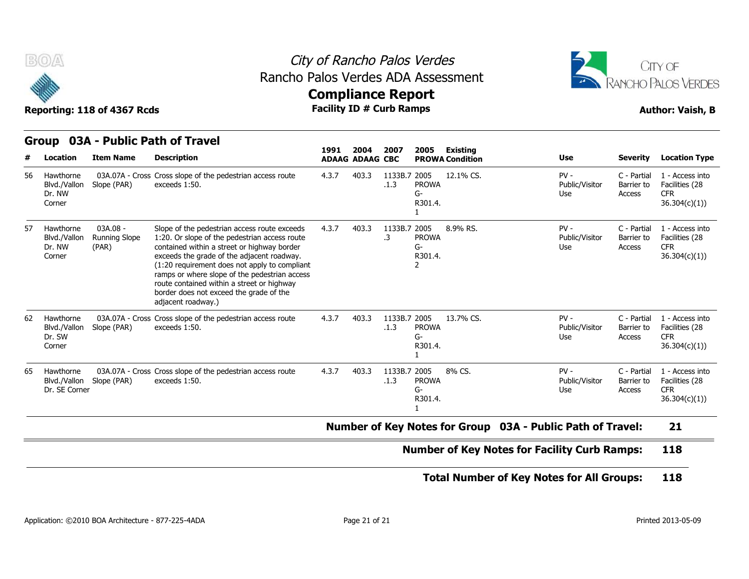City of Rancho Palos Verdes
Rancho Palos Verdes ADA Assessment

## Compliance Report

**Facility ID # Curb Ramps**

**Reporting: 118 of 4367 Rcds** **Author: Vaish, B**

## Group 03A - Public Path of Travel

| # | Location | Item Name | Description | 1991 ADAAG | 2004 ADAAG | 2007 CBC | 2005 PROWA | Existing Condition | Use | Severity | Location Type |
|---|---|---|---|---|---|---|---|---|---|---|---|
| 56 | Hawthorne Blvd./Vallon Dr. NW Corner | 03A.07A - Cross Slope (PAR) | Cross slope of the pedestrian access route exceeds 1:50. | 4.3.7 | 403.3 | 1133B.7.1.3 | 2005 PROWA G-R301.4.1 | 12.1% CS. | PV - Public/Visitor Use | C - Partial Barrier to Access | 1 - Access into Facilities (28 CFR 36.304(c)(1)) |
| 57 | Hawthorne Blvd./Vallon Dr. NW Corner | 03A.08 - Running Slope (PAR) | Slope of the pedestrian access route exceeds 1:20. Or slope of the pedestrian access route contained within a street or highway border exceeds the grade of the adjacent roadway. (1:20 requirement does not apply to compliant ramps or where slope of the pedestrian access route contained within a street or highway border does not exceed the grade of the adjacent roadway.) | 4.3.7 | 403.3 | 1133B.7.3 | 2005 PROWA G-R301.4.2 | 8.9% RS. | PV - Public/Visitor Use | C - Partial Barrier to Access | 1 - Access into Facilities (28 CFR 36.304(c)(1)) |
| 62 | Hawthorne Blvd./Vallon Dr. SW Corner | 03A.07A - Cross Slope (PAR) | Cross slope of the pedestrian access route exceeds 1:50. | 4.3.7 | 403.3 | 1133B.7.1.3 | 2005 PROWA G-R301.4.1 | 13.7% CS. | PV - Public/Visitor Use | C - Partial Barrier to Access | 1 - Access into Facilities (28 CFR 36.304(c)(1)) |
| 65 | Hawthorne Blvd./Vallon Dr. SE Corner | 03A.07A - Cross Slope (PAR) | Cross slope of the pedestrian access route exceeds 1:50. | 4.3.7 | 403.3 | 1133B.7.1.3 | 2005 PROWA G-R301.4.1 | 8% CS. | PV - Public/Visitor Use | C - Partial Barrier to Access | 1 - Access into Facilities (28 CFR 36.304(c)(1)) |

**Number of Key Notes for Group 03A - Public Path of Travel: 21**

**Number of Key Notes for Facility Curb Ramps: 118**

**Total Number of Key Notes for All Groups: 118**

Application: ©2010 BOA Architecture - 877-225-4ADA

Printed 2013-05-09